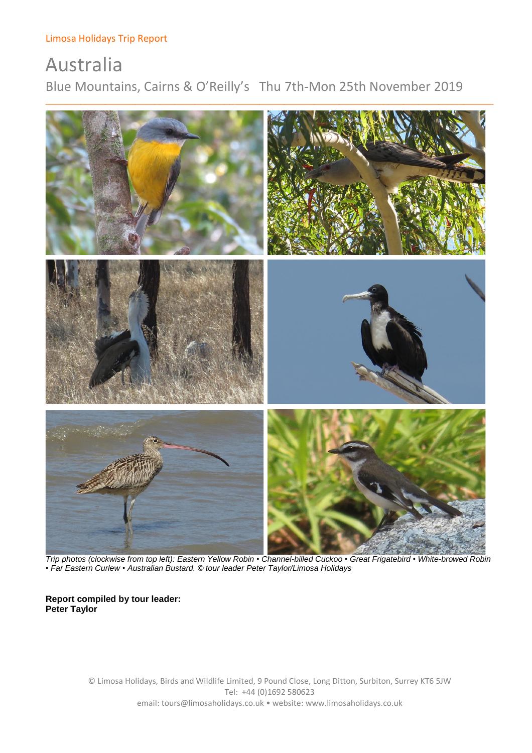Limosa Holidays Trip Report

# Australia

## Blue Mountains, Cairns & O'Reilly's Thu 7th-Mon 25th November 2019

*Trip photos (clockwise from top left): Eastern Yellow Robin • Channel-billed Cuckoo • Great Frigatebird • White-browed Robin • Far Eastern Curlew • Australian Bustard. © tour leader Peter Taylor/Limosa Holidays*

**Report compiled by tour leader:**
**Peter Taylor**

© Limosa Holidays, Birds and Wildlife Limited, 9 Pound Close, Long Ditton, Surbiton, Surrey KT6 5JW
Tel: +44 (0)1692 580623
email: tours@limosaholidays.co.uk • website: www.limosaholidays.co.uk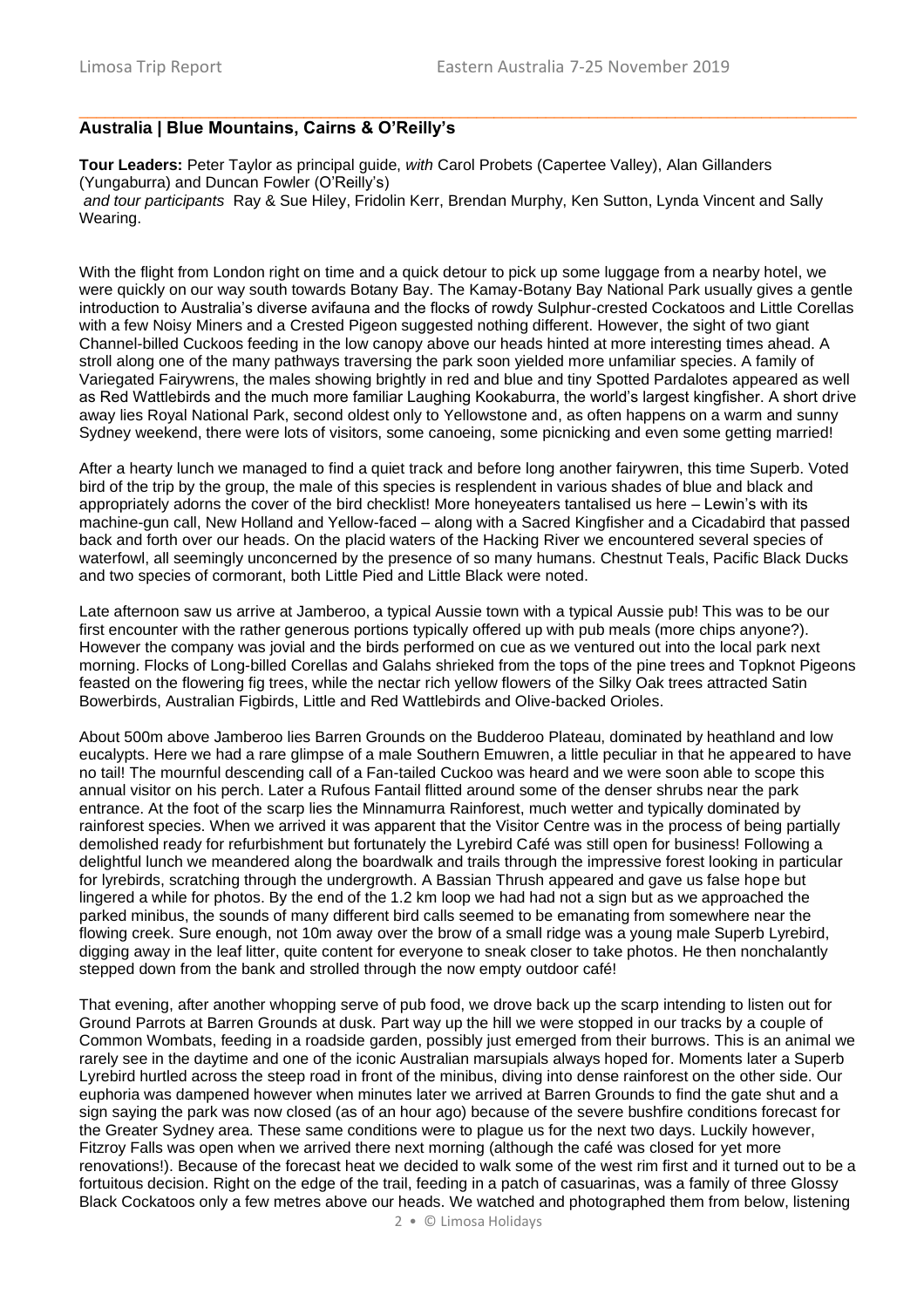## Australia | Blue Mountains, Cairns & O'Reilly's

**Tour Leaders:** Peter Taylor as principal guide, *with* Carol Probets (Capertee Valley), Alan Gillanders (Yungaburra) and Duncan Fowler (O'Reilly's)
*and tour participants* Ray & Sue Hiley, Fridolin Kerr, Brendan Murphy, Ken Sutton, Lynda Vincent and Sally Wearing.

With the flight from London right on time and a quick detour to pick up some luggage from a nearby hotel, we were quickly on our way south towards Botany Bay. The Kamay-Botany Bay National Park usually gives a gentle introduction to Australia's diverse avifauna and the flocks of rowdy Sulphur-crested Cockatoos and Little Corellas with a few Noisy Miners and a Crested Pigeon suggested nothing different. However, the sight of two giant Channel-billed Cuckoos feeding in the low canopy above our heads hinted at more interesting times ahead. A stroll along one of the many pathways traversing the park soon yielded more unfamiliar species. A family of Variegated Fairywrens, the males showing brightly in red and blue and tiny Spotted Pardalotes appeared as well as Red Wattlebirds and the much more familiar Laughing Kookaburra, the world's largest kingfisher. A short drive away lies Royal National Park, second oldest only to Yellowstone and, as often happens on a warm and sunny Sydney weekend, there were lots of visitors, some canoeing, some picnicking and even some getting married!

After a hearty lunch we managed to find a quiet track and before long another fairywren, this time Superb. Voted bird of the trip by the group, the male of this species is resplendent in various shades of blue and black and appropriately adorns the cover of the bird checklist! More honeyeaters tantalised us here – Lewin's with its machine-gun call, New Holland and Yellow-faced – along with a Sacred Kingfisher and a Cicadabird that passed back and forth over our heads. On the placid waters of the Hacking River we encountered several species of waterfowl, all seemingly unconcerned by the presence of so many humans. Chestnut Teals, Pacific Black Ducks and two species of cormorant, both Little Pied and Little Black were noted.

Late afternoon saw us arrive at Jamberoo, a typical Aussie town with a typical Aussie pub! This was to be our first encounter with the rather generous portions typically offered up with pub meals (more chips anyone?). However the company was jovial and the birds performed on cue as we ventured out into the local park next morning. Flocks of Long-billed Corellas and Galahs shrieked from the tops of the pine trees and Topknot Pigeons feasted on the flowering fig trees, while the nectar rich yellow flowers of the Silky Oak trees attracted Satin Bowerbirds, Australian Figbirds, Little and Red Wattlebirds and Olive-backed Orioles.

About 500m above Jamberoo lies Barren Grounds on the Budderoo Plateau, dominated by heathland and low eucalypts. Here we had a rare glimpse of a male Southern Emuwren, a little peculiar in that he appeared to have no tail! The mournful descending call of a Fan-tailed Cuckoo was heard and we were soon able to scope this annual visitor on his perch. Later a Rufous Fantail flitted around some of the denser shrubs near the park entrance. At the foot of the scarp lies the Minnamurra Rainforest, much wetter and typically dominated by rainforest species. When we arrived it was apparent that the Visitor Centre was in the process of being partially demolished ready for refurbishment but fortunately the Lyrebird Café was still open for business! Following a delightful lunch we meandered along the boardwalk and trails through the impressive forest looking in particular for lyrebirds, scratching through the undergrowth. A Bassian Thrush appeared and gave us false hope but lingered a while for photos. By the end of the 1.2 km loop we had had not a sign but as we approached the parked minibus, the sounds of many different bird calls seemed to be emanating from somewhere near the flowing creek. Sure enough, not 10m away over the brow of a small ridge was a young male Superb Lyrebird, digging away in the leaf litter, quite content for everyone to sneak closer to take photos. He then nonchalantly stepped down from the bank and strolled through the now empty outdoor café!

That evening, after another whopping serve of pub food, we drove back up the scarp intending to listen out for Ground Parrots at Barren Grounds at dusk. Part way up the hill we were stopped in our tracks by a couple of Common Wombats, feeding in a roadside garden, possibly just emerged from their burrows. This is an animal we rarely see in the daytime and one of the iconic Australian marsupials always hoped for. Moments later a Superb Lyrebird hurtled across the steep road in front of the minibus, diving into dense rainforest on the other side. Our euphoria was dampened however when minutes later we arrived at Barren Grounds to find the gate shut and a sign saying the park was now closed (as of an hour ago) because of the severe bushfire conditions forecast for the Greater Sydney area. These same conditions were to plague us for the next two days. Luckily however, Fitzroy Falls was open when we arrived there next morning (although the café was closed for yet more renovations!). Because of the forecast heat we decided to walk some of the west rim first and it turned out to be a fortuitous decision. Right on the edge of the trail, feeding in a patch of casuarinas, was a family of three Glossy Black Cockatoos only a few metres above our heads. We watched and photographed them from below, listening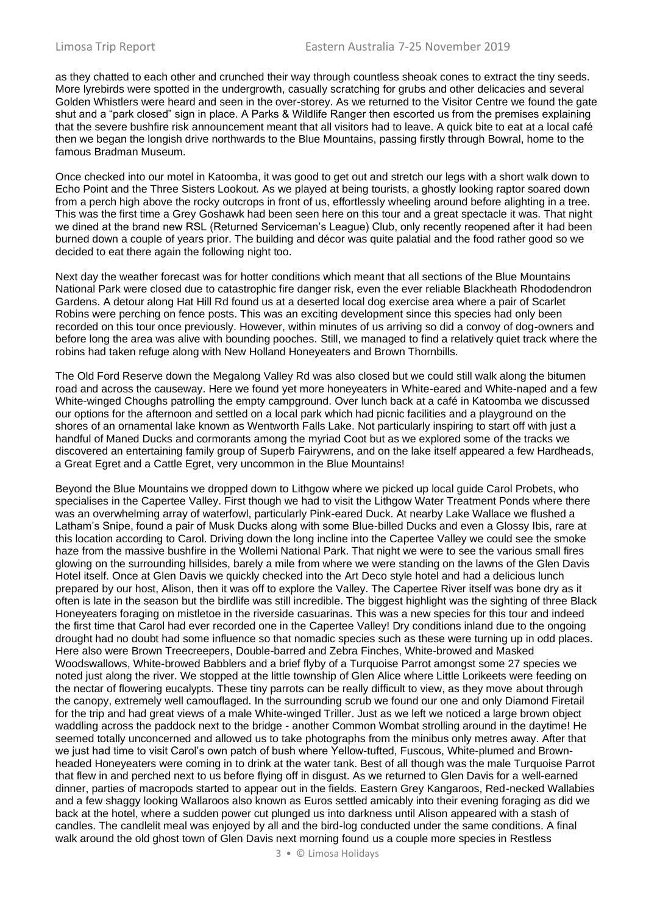as they chatted to each other and crunched their way through countless sheoak cones to extract the tiny seeds. More lyrebirds were spotted in the undergrowth, casually scratching for grubs and other delicacies and several Golden Whistlers were heard and seen in the over-storey. As we returned to the Visitor Centre we found the gate shut and a "park closed" sign in place. A Parks & Wildlife Ranger then escorted us from the premises explaining that the severe bushfire risk announcement meant that all visitors had to leave. A quick bite to eat at a local café then we began the longish drive northwards to the Blue Mountains, passing firstly through Bowral, home to the famous Bradman Museum.

Once checked into our motel in Katoomba, it was good to get out and stretch our legs with a short walk down to Echo Point and the Three Sisters Lookout. As we played at being tourists, a ghostly looking raptor soared down from a perch high above the rocky outcrops in front of us, effortlessly wheeling around before alighting in a tree. This was the first time a Grey Goshawk had been seen here on this tour and a great spectacle it was. That night we dined at the brand new RSL (Returned Serviceman's League) Club, only recently reopened after it had been burned down a couple of years prior. The building and décor was quite palatial and the food rather good so we decided to eat there again the following night too.

Next day the weather forecast was for hotter conditions which meant that all sections of the Blue Mountains National Park were closed due to catastrophic fire danger risk, even the ever reliable Blackheath Rhododendron Gardens. A detour along Hat Hill Rd found us at a deserted local dog exercise area where a pair of Scarlet Robins were perching on fence posts. This was an exciting development since this species had only been recorded on this tour once previously. However, within minutes of us arriving so did a convoy of dog-owners and before long the area was alive with bounding pooches. Still, we managed to find a relatively quiet track where the robins had taken refuge along with New Holland Honeyeaters and Brown Thornbills.

The Old Ford Reserve down the Megalong Valley Rd was also closed but we could still walk along the bitumen road and across the causeway. Here we found yet more honeyeaters in White-eared and White-naped and a few White-winged Choughs patrolling the empty campground. Over lunch back at a café in Katoomba we discussed our options for the afternoon and settled on a local park which had picnic facilities and a playground on the shores of an ornamental lake known as Wentworth Falls Lake. Not particularly inspiring to start off with just a handful of Maned Ducks and cormorants among the myriad Coot but as we explored some of the tracks we discovered an entertaining family group of Superb Fairywrens, and on the lake itself appeared a few Hardheads, a Great Egret and a Cattle Egret, very uncommon in the Blue Mountains!

Beyond the Blue Mountains we dropped down to Lithgow where we picked up local guide Carol Probets, who specialises in the Capertee Valley. First though we had to visit the Lithgow Water Treatment Ponds where there was an overwhelming array of waterfowl, particularly Pink-eared Duck. At nearby Lake Wallace we flushed a Latham's Snipe, found a pair of Musk Ducks along with some Blue-billed Ducks and even a Glossy Ibis, rare at this location according to Carol. Driving down the long incline into the Capertee Valley we could see the smoke haze from the massive bushfire in the Wollemi National Park. That night we were to see the various small fires glowing on the surrounding hillsides, barely a mile from where we were standing on the lawns of the Glen Davis Hotel itself. Once at Glen Davis we quickly checked into the Art Deco style hotel and had a delicious lunch prepared by our host, Alison, then it was off to explore the Valley. The Capertee River itself was bone dry as it often is late in the season but the birdlife was still incredible. The biggest highlight was the sighting of three Black Honeyeaters foraging on mistletoe in the riverside casuarinas. This was a new species for this tour and indeed the first time that Carol had ever recorded one in the Capertee Valley! Dry conditions inland due to the ongoing drought had no doubt had some influence so that nomadic species such as these were turning up in odd places. Here also were Brown Treecreepers, Double-barred and Zebra Finches, White-browed and Masked Woodswallows, White-browed Babblers and a brief flyby of a Turquoise Parrot amongst some 27 species we noted just along the river. We stopped at the little township of Glen Alice where Little Lorikeets were feeding on the nectar of flowering eucalypts. These tiny parrots can be really difficult to view, as they move about through the canopy, extremely well camouflaged. In the surrounding scrub we found our one and only Diamond Firetail for the trip and had great views of a male White-winged Triller. Just as we left we noticed a large brown object waddling across the paddock next to the bridge - another Common Wombat strolling around in the daytime! He seemed totally unconcerned and allowed us to take photographs from the minibus only metres away. After that we just had time to visit Carol's own patch of bush where Yellow-tufted, Fuscous, White-plumed and Brown-headed Honeyeaters were coming in to drink at the water tank. Best of all though was the male Turquoise Parrot that flew in and perched next to us before flying off in disgust. As we returned to Glen Davis for a well-earned dinner, parties of macropods started to appear out in the fields. Eastern Grey Kangaroos, Red-necked Wallabies and a few shaggy looking Wallaroos also known as Euros settled amicably into their evening foraging as did we back at the hotel, where a sudden power cut plunged us into darkness until Alison appeared with a stash of candles. The candlelit meal was enjoyed by all and the bird-log conducted under the same conditions. A final walk around the old ghost town of Glen Davis next morning found us a couple more species in Restless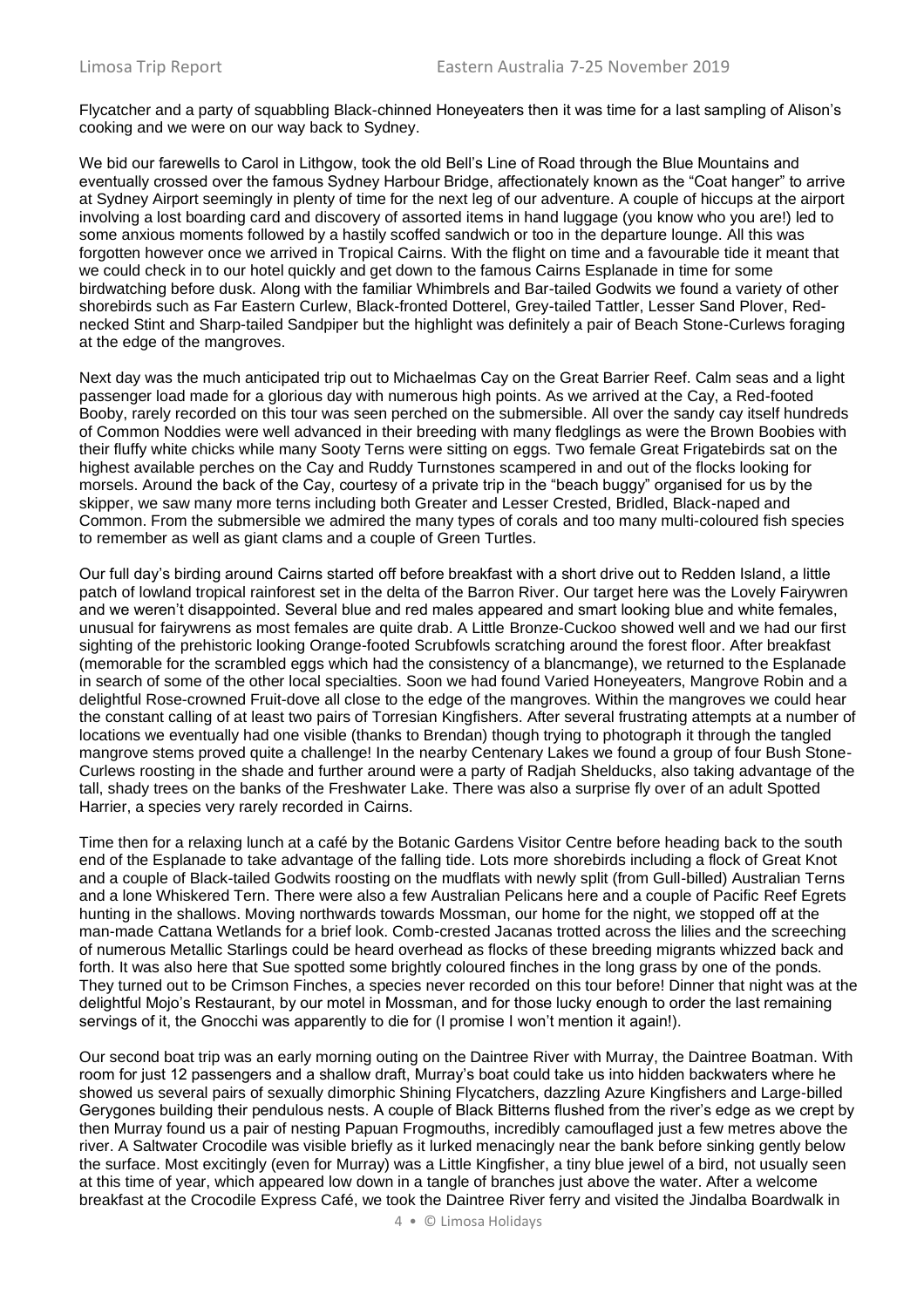Flycatcher and a party of squabbling Black-chinned Honeyeaters then it was time for a last sampling of Alison's cooking and we were on our way back to Sydney.

We bid our farewells to Carol in Lithgow, took the old Bell's Line of Road through the Blue Mountains and eventually crossed over the famous Sydney Harbour Bridge, affectionately known as the "Coat hanger" to arrive at Sydney Airport seemingly in plenty of time for the next leg of our adventure. A couple of hiccups at the airport involving a lost boarding card and discovery of assorted items in hand luggage (you know who you are!) led to some anxious moments followed by a hastily scoffed sandwich or too in the departure lounge. All this was forgotten however once we arrived in Tropical Cairns. With the flight on time and a favourable tide it meant that we could check in to our hotel quickly and get down to the famous Cairns Esplanade in time for some birdwatching before dusk. Along with the familiar Whimbrels and Bar-tailed Godwits we found a variety of other shorebirds such as Far Eastern Curlew, Black-fronted Dotterel, Grey-tailed Tattler, Lesser Sand Plover, Red-necked Stint and Sharp-tailed Sandpiper but the highlight was definitely a pair of Beach Stone-Curlews foraging at the edge of the mangroves.

Next day was the much anticipated trip out to Michaelmas Cay on the Great Barrier Reef. Calm seas and a light passenger load made for a glorious day with numerous high points. As we arrived at the Cay, a Red-footed Booby, rarely recorded on this tour was seen perched on the submersible. All over the sandy cay itself hundreds of Common Noddies were well advanced in their breeding with many fledglings as were the Brown Boobies with their fluffy white chicks while many Sooty Terns were sitting on eggs. Two female Great Frigatebirds sat on the highest available perches on the Cay and Ruddy Turnstones scampered in and out of the flocks looking for morsels. Around the back of the Cay, courtesy of a private trip in the "beach buggy" organised for us by the skipper, we saw many more terns including both Greater and Lesser Crested, Bridled, Black-naped and Common. From the submersible we admired the many types of corals and too many multi-coloured fish species to remember as well as giant clams and a couple of Green Turtles.

Our full day's birding around Cairns started off before breakfast with a short drive out to Redden Island, a little patch of lowland tropical rainforest set in the delta of the Barron River. Our target here was the Lovely Fairywren and we weren't disappointed. Several blue and red males appeared and smart looking blue and white females, unusual for fairywrens as most females are quite drab. A Little Bronze-Cuckoo showed well and we had our first sighting of the prehistoric looking Orange-footed Scrubfowls scratching around the forest floor. After breakfast (memorable for the scrambled eggs which had the consistency of a blancmange), we returned to the Esplanade in search of some of the other local specialties. Soon we had found Varied Honeyeaters, Mangrove Robin and a delightful Rose-crowned Fruit-dove all close to the edge of the mangroves. Within the mangroves we could hear the constant calling of at least two pairs of Torresian Kingfishers. After several frustrating attempts at a number of locations we eventually had one visible (thanks to Brendan) though trying to photograph it through the tangled mangrove stems proved quite a challenge! In the nearby Centenary Lakes we found a group of four Bush Stone-Curlews roosting in the shade and further around were a party of Radjah Shelducks, also taking advantage of the tall, shady trees on the banks of the Freshwater Lake. There was also a surprise fly over of an adult Spotted Harrier, a species very rarely recorded in Cairns.

Time then for a relaxing lunch at a café by the Botanic Gardens Visitor Centre before heading back to the south end of the Esplanade to take advantage of the falling tide. Lots more shorebirds including a flock of Great Knot and a couple of Black-tailed Godwits roosting on the mudflats with newly split (from Gull-billed) Australian Terns and a lone Whiskered Tern. There were also a few Australian Pelicans here and a couple of Pacific Reef Egrets hunting in the shallows. Moving northwards towards Mossman, our home for the night, we stopped off at the man-made Cattana Wetlands for a brief look. Comb-crested Jacanas trotted across the lilies and the screeching of numerous Metallic Starlings could be heard overhead as flocks of these breeding migrants whizzed back and forth. It was also here that Sue spotted some brightly coloured finches in the long grass by one of the ponds. They turned out to be Crimson Finches, a species never recorded on this tour before! Dinner that night was at the delightful Mojo's Restaurant, by our motel in Mossman, and for those lucky enough to order the last remaining servings of it, the Gnocchi was apparently to die for (I promise I won't mention it again!).

Our second boat trip was an early morning outing on the Daintree River with Murray, the Daintree Boatman. With room for just 12 passengers and a shallow draft, Murray's boat could take us into hidden backwaters where he showed us several pairs of sexually dimorphic Shining Flycatchers, dazzling Azure Kingfishers and Large-billed Gerygones building their pendulous nests. A couple of Black Bitterns flushed from the river's edge as we crept by then Murray found us a pair of nesting Papuan Frogmouths, incredibly camouflaged just a few metres above the river. A Saltwater Crocodile was visible briefly as it lurked menacingly near the bank before sinking gently below the surface. Most excitingly (even for Murray) was a Little Kingfisher, a tiny blue jewel of a bird, not usually seen at this time of year, which appeared low down in a tangle of branches just above the water. After a welcome breakfast at the Crocodile Express Café, we took the Daintree River ferry and visited the Jindalba Boardwalk in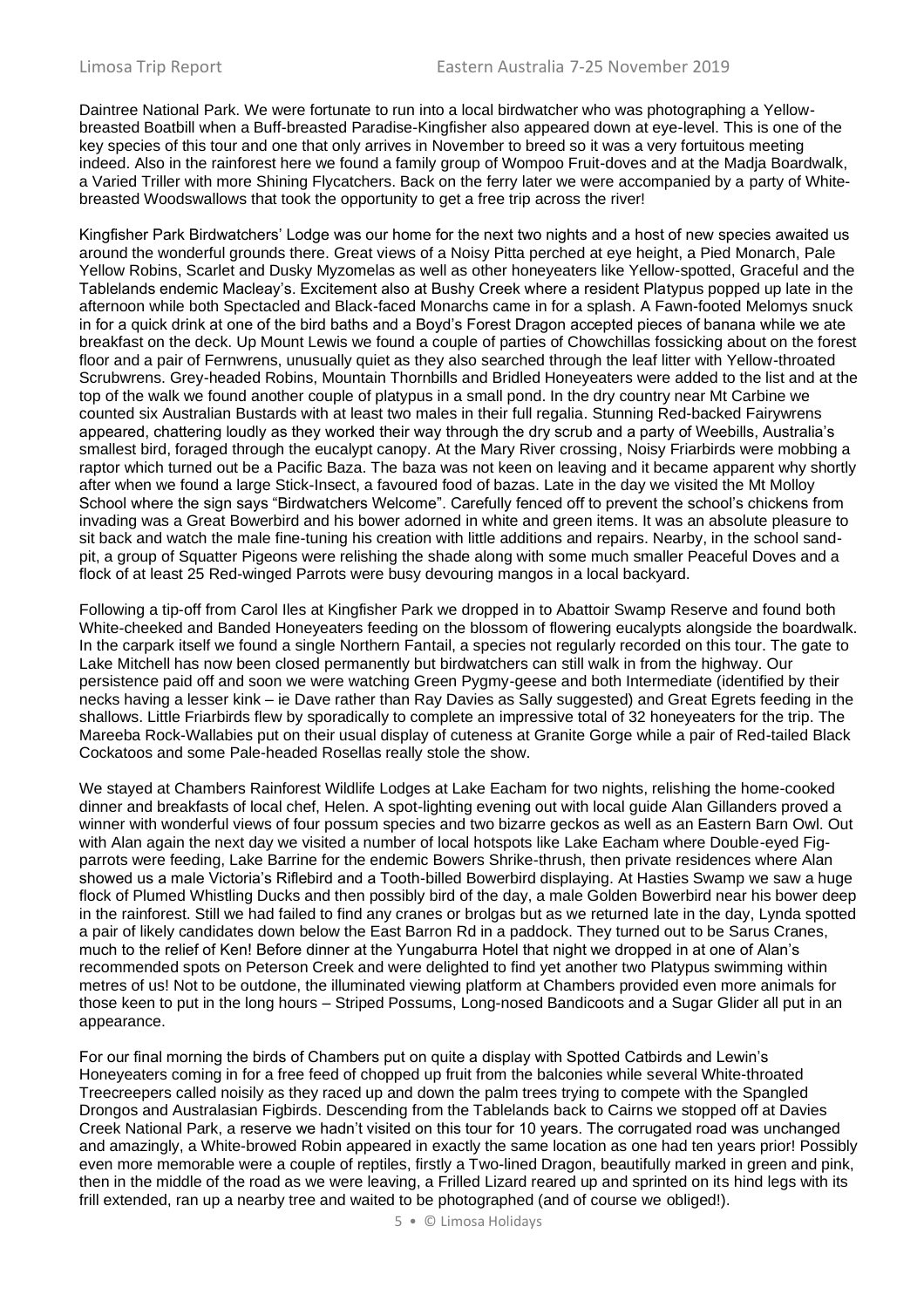Daintree National Park. We were fortunate to run into a local birdwatcher who was photographing a Yellow-breasted Boatbill when a Buff-breasted Paradise-Kingfisher also appeared down at eye-level. This is one of the key species of this tour and one that only arrives in November to breed so it was a very fortuitous meeting indeed. Also in the rainforest here we found a family group of Wompoo Fruit-doves and at the Madja Boardwalk, a Varied Triller with more Shining Flycatchers. Back on the ferry later we were accompanied by a party of White-breasted Woodswallows that took the opportunity to get a free trip across the river!

Kingfisher Park Birdwatchers' Lodge was our home for the next two nights and a host of new species awaited us around the wonderful grounds there. Great views of a Noisy Pitta perched at eye height, a Pied Monarch, Pale Yellow Robins, Scarlet and Dusky Myzomelas as well as other honeyeaters like Yellow-spotted, Graceful and the Tablelands endemic Macleay's. Excitement also at Bushy Creek where a resident Platypus popped up late in the afternoon while both Spectacled and Black-faced Monarchs came in for a splash. A Fawn-footed Melomys snuck in for a quick drink at one of the bird baths and a Boyd's Forest Dragon accepted pieces of banana while we ate breakfast on the deck. Up Mount Lewis we found a couple of parties of Chowchillas fossicking about on the forest floor and a pair of Fernwrens, unusually quiet as they also searched through the leaf litter with Yellow-throated Scrubwrens. Grey-headed Robins, Mountain Thornbills and Bridled Honeyeaters were added to the list and at the top of the walk we found another couple of platypus in a small pond. In the dry country near Mt Carbine we counted six Australian Bustards with at least two males in their full regalia. Stunning Red-backed Fairywrens appeared, chattering loudly as they worked their way through the dry scrub and a party of Weebills, Australia's smallest bird, foraged through the eucalypt canopy. At the Mary River crossing, Noisy Friarbirds were mobbing a raptor which turned out be a Pacific Baza. The baza was not keen on leaving and it became apparent why shortly after when we found a large Stick-Insect, a favoured food of bazas. Late in the day we visited the Mt Molloy School where the sign says "Birdwatchers Welcome". Carefully fenced off to prevent the school's chickens from invading was a Great Bowerbird and his bower adorned in white and green items. It was an absolute pleasure to sit back and watch the male fine-tuning his creation with little additions and repairs. Nearby, in the school sand-pit, a group of Squatter Pigeons were relishing the shade along with some much smaller Peaceful Doves and a flock of at least 25 Red-winged Parrots were busy devouring mangos in a local backyard.

Following a tip-off from Carol Iles at Kingfisher Park we dropped in to Abattoir Swamp Reserve and found both White-cheeked and Banded Honeyeaters feeding on the blossom of flowering eucalypts alongside the boardwalk. In the carpark itself we found a single Northern Fantail, a species not regularly recorded on this tour. The gate to Lake Mitchell has now been closed permanently but birdwatchers can still walk in from the highway. Our persistence paid off and soon we were watching Green Pygmy-geese and both Intermediate (identified by their necks having a lesser kink – ie Dave rather than Ray Davies as Sally suggested) and Great Egrets feeding in the shallows. Little Friarbirds flew by sporadically to complete an impressive total of 32 honeyeaters for the trip. The Mareeba Rock-Wallabies put on their usual display of cuteness at Granite Gorge while a pair of Red-tailed Black Cockatoos and some Pale-headed Rosellas really stole the show.

We stayed at Chambers Rainforest Wildlife Lodges at Lake Eacham for two nights, relishing the home-cooked dinner and breakfasts of local chef, Helen. A spot-lighting evening out with local guide Alan Gillanders proved a winner with wonderful views of four possum species and two bizarre geckos as well as an Eastern Barn Owl. Out with Alan again the next day we visited a number of local hotspots like Lake Eacham where Double-eyed Fig-parrots were feeding, Lake Barrine for the endemic Bowers Shrike-thrush, then private residences where Alan showed us a male Victoria's Riflebird and a Tooth-billed Bowerbird displaying. At Hasties Swamp we saw a huge flock of Plumed Whistling Ducks and then possibly bird of the day, a male Golden Bowerbird near his bower deep in the rainforest. Still we had failed to find any cranes or brolgas but as we returned late in the day, Lynda spotted a pair of likely candidates down below the East Barron Rd in a paddock. They turned out to be Sarus Cranes, much to the relief of Ken! Before dinner at the Yungaburra Hotel that night we dropped in at one of Alan's recommended spots on Peterson Creek and were delighted to find yet another two Platypus swimming within metres of us! Not to be outdone, the illuminated viewing platform at Chambers provided even more animals for those keen to put in the long hours – Striped Possums, Long-nosed Bandicoots and a Sugar Glider all put in an appearance.

For our final morning the birds of Chambers put on quite a display with Spotted Catbirds and Lewin's Honeyeaters coming in for a free feed of chopped up fruit from the balconies while several White-throated Treecreepers called noisily as they raced up and down the palm trees trying to compete with the Spangled Drongos and Australasian Figbirds. Descending from the Tablelands back to Cairns we stopped off at Davies Creek National Park, a reserve we hadn't visited on this tour for 10 years. The corrugated road was unchanged and amazingly, a White-browed Robin appeared in exactly the same location as one had ten years prior! Possibly even more memorable were a couple of reptiles, firstly a Two-lined Dragon, beautifully marked in green and pink, then in the middle of the road as we were leaving, a Frilled Lizard reared up and sprinted on its hind legs with its frill extended, ran up a nearby tree and waited to be photographed (and of course we obliged!).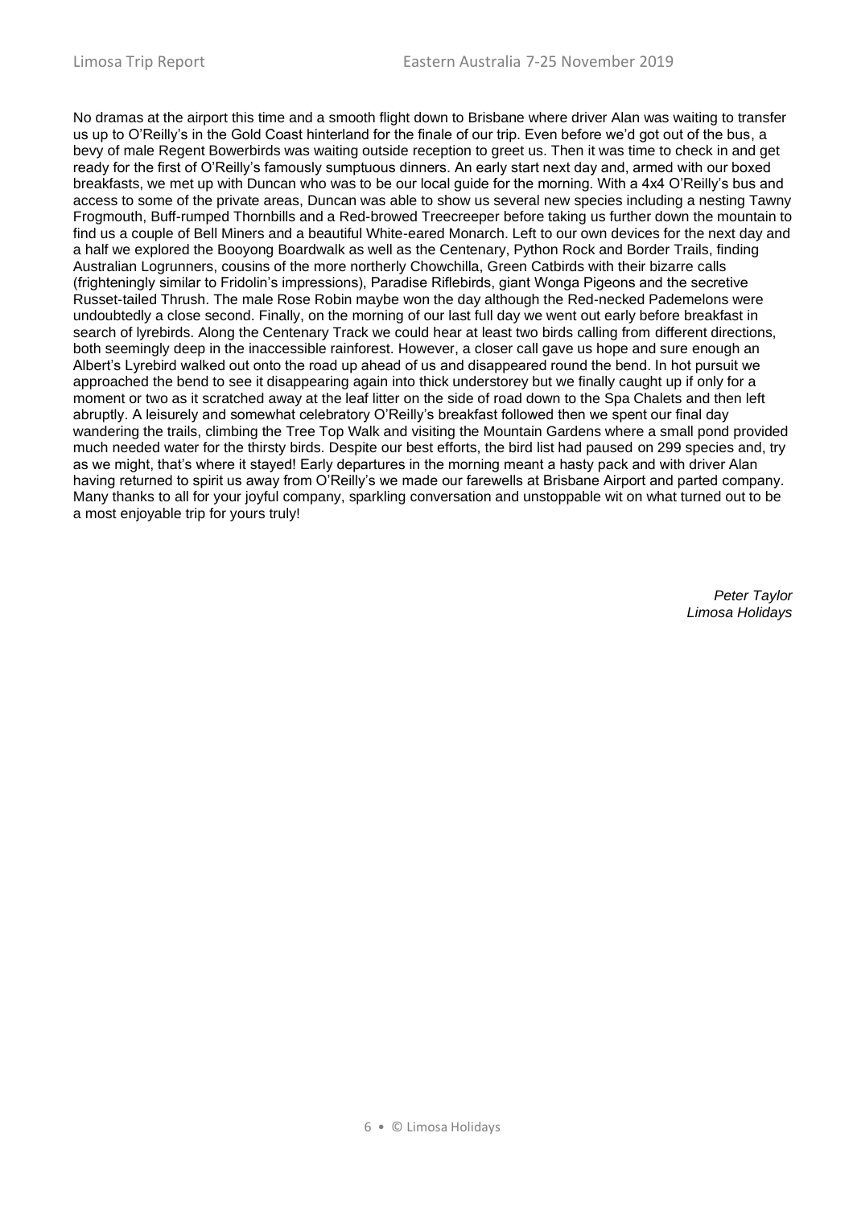No dramas at the airport this time and a smooth flight down to Brisbane where driver Alan was waiting to transfer us up to O'Reilly's in the Gold Coast hinterland for the finale of our trip. Even before we'd got out of the bus, a bevy of male Regent Bowerbirds was waiting outside reception to greet us. Then it was time to check in and get ready for the first of O'Reilly's famously sumptuous dinners. An early start next day and, armed with our boxed breakfasts, we met up with Duncan who was to be our local guide for the morning. With a 4x4 O'Reilly's bus and access to some of the private areas, Duncan was able to show us several new species including a nesting Tawny Frogmouth, Buff-rumped Thornbills and a Red-browed Treecreeper before taking us further down the mountain to find us a couple of Bell Miners and a beautiful White-eared Monarch. Left to our own devices for the next day and a half we explored the Booyong Boardwalk as well as the Centenary, Python Rock and Border Trails, finding Australian Logrunners, cousins of the more northerly Chowchilla, Green Catbirds with their bizarre calls (frighteningly similar to Fridolin's impressions), Paradise Riflebirds, giant Wonga Pigeons and the secretive Russet-tailed Thrush. The male Rose Robin maybe won the day although the Red-necked Pademelons were undoubtedly a close second. Finally, on the morning of our last full day we went out early before breakfast in search of lyrebirds. Along the Centenary Track we could hear at least two birds calling from different directions, both seemingly deep in the inaccessible rainforest. However, a closer call gave us hope and sure enough an Albert's Lyrebird walked out onto the road up ahead of us and disappeared round the bend. In hot pursuit we approached the bend to see it disappearing again into thick understorey but we finally caught up if only for a moment or two as it scratched away at the leaf litter on the side of road down to the Spa Chalets and then left abruptly. A leisurely and somewhat celebratory O'Reilly's breakfast followed then we spent our final day wandering the trails, climbing the Tree Top Walk and visiting the Mountain Gardens where a small pond provided much needed water for the thirsty birds. Despite our best efforts, the bird list had paused on 299 species and, try as we might, that's where it stayed! Early departures in the morning meant a hasty pack and with driver Alan having returned to spirit us away from O'Reilly's we made our farewells at Brisbane Airport and parted company. Many thanks to all for your joyful company, sparkling conversation and unstoppable wit on what turned out to be a most enjoyable trip for yours truly!

*Peter Taylor*
*Limosa Holidays*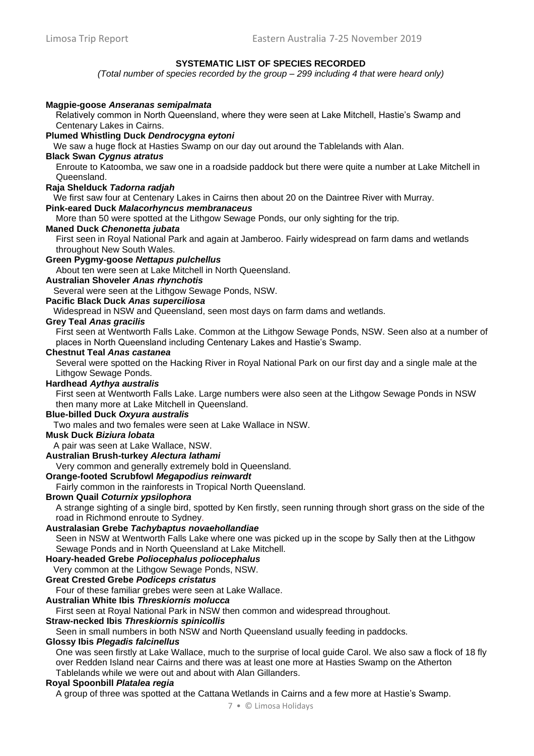### SYSTEMATIC LIST OF SPECIES RECORDED

*(Total number of species recorded by the group – 299 including 4 that were heard only)*

**Magpie-goose *Anseranas semipalmata***
Relatively common in North Queensland, where they were seen at Lake Mitchell, Hastie's Swamp and Centenary Lakes in Cairns.

**Plumed Whistling Duck *Dendrocygna eytoni***
We saw a huge flock at Hasties Swamp on our day out around the Tablelands with Alan.

**Black Swan *Cygnus atratus***
Enroute to Katoomba, we saw one in a roadside paddock but there were quite a number at Lake Mitchell in Queensland.

**Raja Shelduck *Tadorna radjah***
We first saw four at Centenary Lakes in Cairns then about 20 on the Daintree River with Murray.

**Pink-eared Duck *Malacorhyncus membranaceus***
More than 50 were spotted at the Lithgow Sewage Ponds, our only sighting for the trip.

**Maned Duck *Chenonetta jubata***
First seen in Royal National Park and again at Jamberoo. Fairly widespread on farm dams and wetlands throughout New South Wales.

**Green Pygmy-goose *Nettapus pulchellus***
About ten were seen at Lake Mitchell in North Queensland.

**Australian Shoveler *Anas rhynchotis***
Several were seen at the Lithgow Sewage Ponds, NSW.

**Pacific Black Duck *Anas superciliosa***
Widespread in NSW and Queensland, seen most days on farm dams and wetlands.

**Grey Teal *Anas gracilis***
First seen at Wentworth Falls Lake. Common at the Lithgow Sewage Ponds, NSW. Seen also at a number of places in North Queensland including Centenary Lakes and Hastie's Swamp.

**Chestnut Teal *Anas castanea***
Several were spotted on the Hacking River in Royal National Park on our first day and a single male at the Lithgow Sewage Ponds.

**Hardhead *Aythya australis***
First seen at Wentworth Falls Lake. Large numbers were also seen at the Lithgow Sewage Ponds in NSW then many more at Lake Mitchell in Queensland.

**Blue-billed Duck *Oxyura australis***
Two males and two females were seen at Lake Wallace in NSW.

**Musk Duck *Biziura lobata***
A pair was seen at Lake Wallace, NSW.

**Australian Brush-turkey *Alectura lathami***
Very common and generally extremely bold in Queensland.

**Orange-footed Scrubfowl *Megapodius reinwardt***
Fairly common in the rainforests in Tropical North Queensland.

**Brown Quail *Coturnix ypsilophora***
A strange sighting of a single bird, spotted by Ken firstly, seen running through short grass on the side of the road in Richmond enroute to Sydney.

**Australasian Grebe *Tachybaptus novaehollandiae***
Seen in NSW at Wentworth Falls Lake where one was picked up in the scope by Sally then at the Lithgow Sewage Ponds and in North Queensland at Lake Mitchell.

**Hoary-headed Grebe *Poliocephalus poliocephalus***
Very common at the Lithgow Sewage Ponds, NSW.

**Great Crested Grebe *Podiceps cristatus***
Four of these familiar grebes were seen at Lake Wallace.

**Australian White Ibis *Threskiornis molucca***
First seen at Royal National Park in NSW then common and widespread throughout.

**Straw-necked Ibis *Threskiornis spinicollis***
Seen in small numbers in both NSW and North Queensland usually feeding in paddocks.

**Glossy Ibis *Plegadis falcinellus***
One was seen firstly at Lake Wallace, much to the surprise of local guide Carol. We also saw a flock of 18 fly over Redden Island near Cairns and there was at least one more at Hasties Swamp on the Atherton Tablelands while we were out and about with Alan Gillanders.

**Royal Spoonbill *Platalea regia***
A group of three was spotted at the Cattana Wetlands in Cairns and a few more at Hastie's Swamp.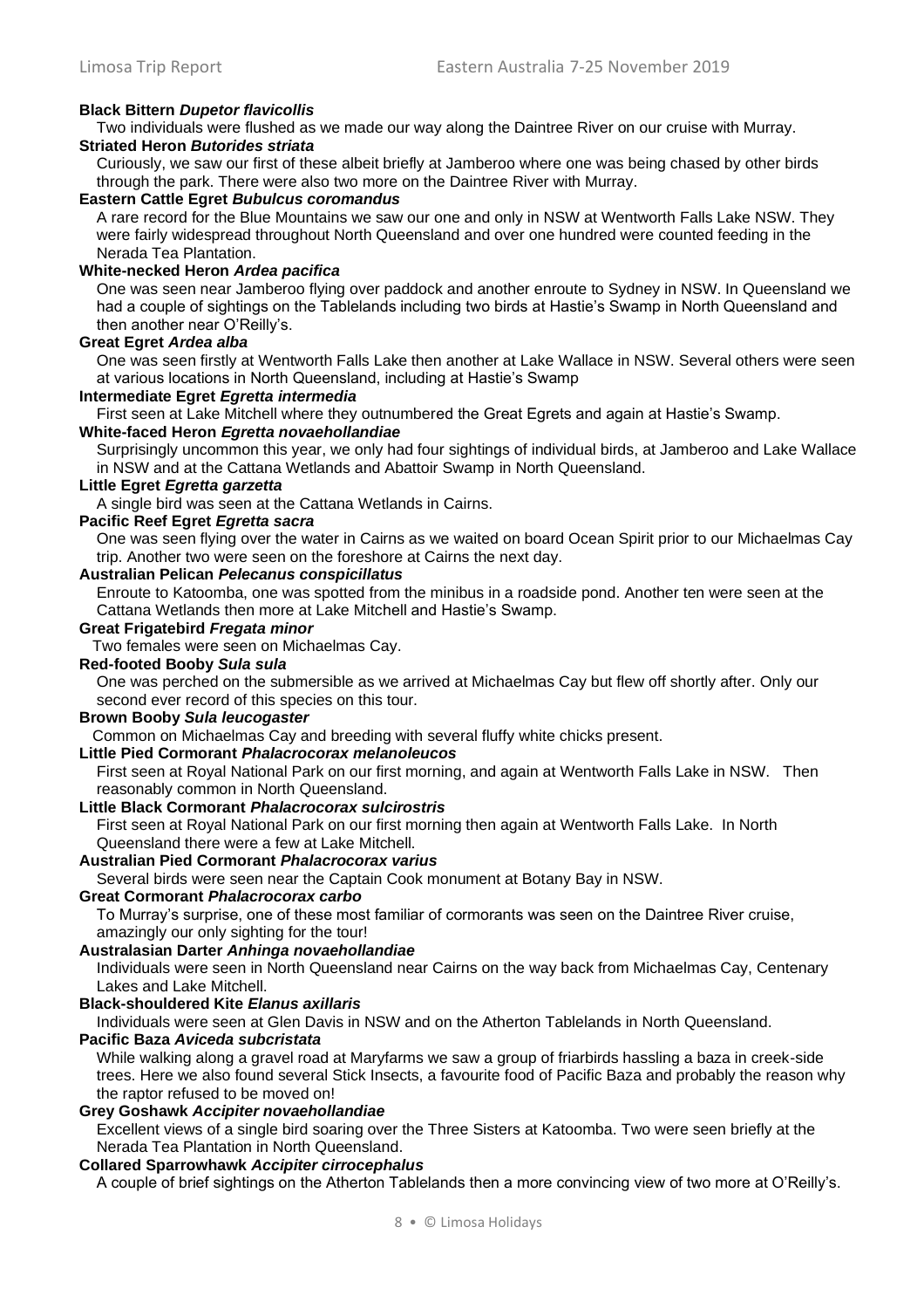**Black Bittern *Dupetor flavicollis***

Two individuals were flushed as we made our way along the Daintree River on our cruise with Murray.

**Striated Heron *Butorides striata***

Curiously, we saw our first of these albeit briefly at Jamberoo where one was being chased by other birds through the park. There were also two more on the Daintree River with Murray.

**Eastern Cattle Egret *Bubulcus coromandus***

A rare record for the Blue Mountains we saw our one and only in NSW at Wentworth Falls Lake NSW. They were fairly widespread throughout North Queensland and over one hundred were counted feeding in the Nerada Tea Plantation.

**White-necked Heron *Ardea pacifica***

One was seen near Jamberoo flying over paddock and another enroute to Sydney in NSW. In Queensland we had a couple of sightings on the Tablelands including two birds at Hastie's Swamp in North Queensland and then another near O'Reilly's.

**Great Egret *Ardea alba***

One was seen firstly at Wentworth Falls Lake then another at Lake Wallace in NSW. Several others were seen at various locations in North Queensland, including at Hastie's Swamp

**Intermediate Egret *Egretta intermedia***

First seen at Lake Mitchell where they outnumbered the Great Egrets and again at Hastie's Swamp.

**White-faced Heron *Egretta novaehollandiae***

Surprisingly uncommon this year, we only had four sightings of individual birds, at Jamberoo and Lake Wallace in NSW and at the Cattana Wetlands and Abattoir Swamp in North Queensland.

**Little Egret *Egretta garzetta***

A single bird was seen at the Cattana Wetlands in Cairns.

**Pacific Reef Egret *Egretta sacra***

One was seen flying over the water in Cairns as we waited on board Ocean Spirit prior to our Michaelmas Cay trip. Another two were seen on the foreshore at Cairns the next day.

**Australian Pelican *Pelecanus conspicillatus***

Enroute to Katoomba, one was spotted from the minibus in a roadside pond. Another ten were seen at the Cattana Wetlands then more at Lake Mitchell and Hastie's Swamp.

**Great Frigatebird *Fregata minor***

Two females were seen on Michaelmas Cay.

**Red-footed Booby *Sula sula***

One was perched on the submersible as we arrived at Michaelmas Cay but flew off shortly after. Only our second ever record of this species on this tour.

**Brown Booby *Sula leucogaster***

Common on Michaelmas Cay and breeding with several fluffy white chicks present.

**Little Pied Cormorant *Phalacrocorax melanoleucos***

First seen at Royal National Park on our first morning, and again at Wentworth Falls Lake in NSW. Then reasonably common in North Queensland.

**Little Black Cormorant *Phalacrocorax sulcirostris***

First seen at Royal National Park on our first morning then again at Wentworth Falls Lake. In North Queensland there were a few at Lake Mitchell.

**Australian Pied Cormorant *Phalacrocorax varius***

Several birds were seen near the Captain Cook monument at Botany Bay in NSW.

**Great Cormorant *Phalacrocorax carbo***

To Murray's surprise, one of these most familiar of cormorants was seen on the Daintree River cruise, amazingly our only sighting for the tour!

**Australasian Darter *Anhinga novaehollandiae***

Individuals were seen in North Queensland near Cairns on the way back from Michaelmas Cay, Centenary Lakes and Lake Mitchell.

**Black-shouldered Kite *Elanus axillaris***

Individuals were seen at Glen Davis in NSW and on the Atherton Tablelands in North Queensland.

**Pacific Baza *Aviceda subcristata***

While walking along a gravel road at Maryfarms we saw a group of friarbirds hassling a baza in creek-side trees. Here we also found several Stick Insects, a favourite food of Pacific Baza and probably the reason why the raptor refused to be moved on!

**Grey Goshawk *Accipiter novaehollandiae***

Excellent views of a single bird soaring over the Three Sisters at Katoomba. Two were seen briefly at the Nerada Tea Plantation in North Queensland.

**Collared Sparrowhawk *Accipiter cirrocephalus***

A couple of brief sightings on the Atherton Tablelands then a more convincing view of two more at O'Reilly's.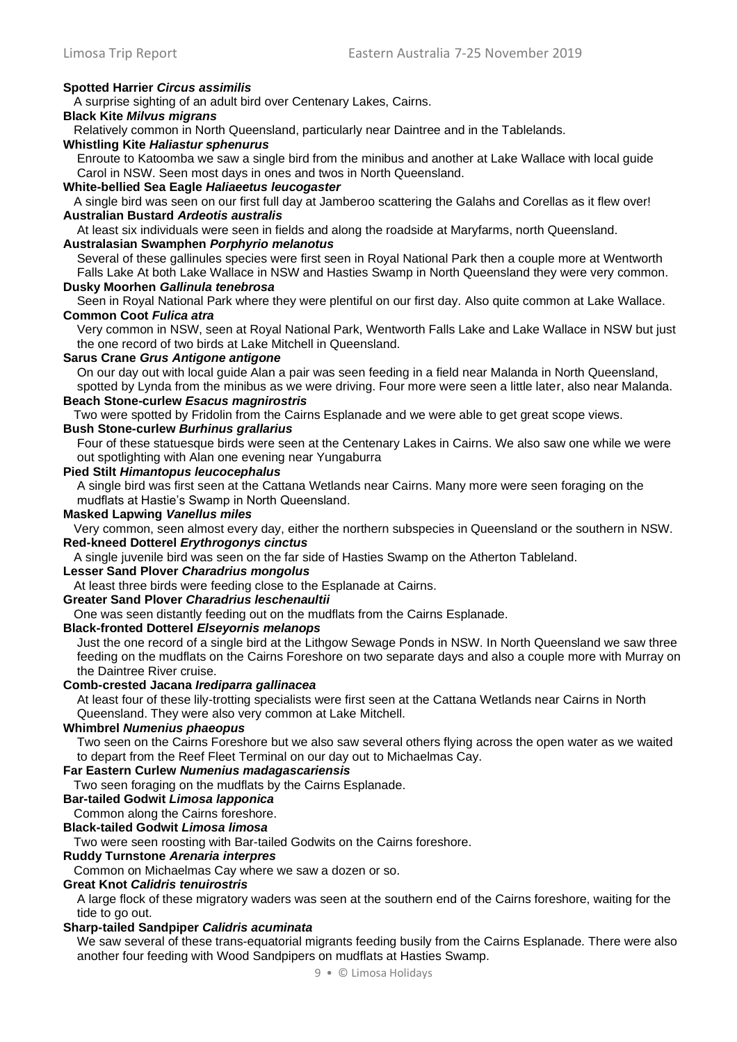**Spotted Harrier *Circus assimilis***

A surprise sighting of an adult bird over Centenary Lakes, Cairns.

**Black Kite *Milvus migrans***

Relatively common in North Queensland, particularly near Daintree and in the Tablelands.

**Whistling Kite *Haliastur sphenurus***

Enroute to Katoomba we saw a single bird from the minibus and another at Lake Wallace with local guide Carol in NSW. Seen most days in ones and twos in North Queensland.

**White-bellied Sea Eagle *Haliaeetus leucogaster***

A single bird was seen on our first full day at Jamberoo scattering the Galahs and Corellas as it flew over!

**Australian Bustard *Ardeotis australis***

At least six individuals were seen in fields and along the roadside at Maryfarms, north Queensland.

**Australasian Swamphen *Porphyrio melanotus***

Several of these gallinules species were first seen in Royal National Park then a couple more at Wentworth Falls Lake At both Lake Wallace in NSW and Hasties Swamp in North Queensland they were very common.

**Dusky Moorhen *Gallinula tenebrosa***

Seen in Royal National Park where they were plentiful on our first day. Also quite common at Lake Wallace.

**Common Coot *Fulica atra***

Very common in NSW, seen at Royal National Park, Wentworth Falls Lake and Lake Wallace in NSW but just the one record of two birds at Lake Mitchell in Queensland.

**Sarus Crane *Grus Antigone antigone***

On our day out with local guide Alan a pair was seen feeding in a field near Malanda in North Queensland, spotted by Lynda from the minibus as we were driving. Four more were seen a little later, also near Malanda.

**Beach Stone-curlew *Esacus magnirostris***

Two were spotted by Fridolin from the Cairns Esplanade and we were able to get great scope views.

**Bush Stone-curlew *Burhinus grallarius***

Four of these statuesque birds were seen at the Centenary Lakes in Cairns. We also saw one while we were out spotlighting with Alan one evening near Yungaburra

**Pied Stilt *Himantopus leucocephalus***

A single bird was first seen at the Cattana Wetlands near Cairns. Many more were seen foraging on the mudflats at Hastie's Swamp in North Queensland.

**Masked Lapwing *Vanellus miles***

Very common, seen almost every day, either the northern subspecies in Queensland or the southern in NSW.

**Red-kneed Dotterel *Erythrogonys cinctus***

A single juvenile bird was seen on the far side of Hasties Swamp on the Atherton Tableland.

**Lesser Sand Plover *Charadrius mongolus***

At least three birds were feeding close to the Esplanade at Cairns.

**Greater Sand Plover *Charadrius leschenaultii***

One was seen distantly feeding out on the mudflats from the Cairns Esplanade.

**Black-fronted Dotterel *Elseyornis melanops***

Just the one record of a single bird at the Lithgow Sewage Ponds in NSW. In North Queensland we saw three feeding on the mudflats on the Cairns Foreshore on two separate days and also a couple more with Murray on the Daintree River cruise.

**Comb-crested Jacana *Irediparra gallinacea***

At least four of these lily-trotting specialists were first seen at the Cattana Wetlands near Cairns in North Queensland. They were also very common at Lake Mitchell.

**Whimbrel *Numenius phaeopus***

Two seen on the Cairns Foreshore but we also saw several others flying across the open water as we waited to depart from the Reef Fleet Terminal on our day out to Michaelmas Cay.

**Far Eastern Curlew *Numenius madagascariensis***

Two seen foraging on the mudflats by the Cairns Esplanade.

**Bar-tailed Godwit *Limosa lapponica***

Common along the Cairns foreshore.

**Black-tailed Godwit *Limosa limosa***

Two were seen roosting with Bar-tailed Godwits on the Cairns foreshore.

**Ruddy Turnstone *Arenaria interpres***

Common on Michaelmas Cay where we saw a dozen or so.

**Great Knot *Calidris tenuirostris***

A large flock of these migratory waders was seen at the southern end of the Cairns foreshore, waiting for the tide to go out.

**Sharp-tailed Sandpiper *Calidris acuminata***

We saw several of these trans-equatorial migrants feeding busily from the Cairns Esplanade. There were also another four feeding with Wood Sandpipers on mudflats at Hasties Swamp.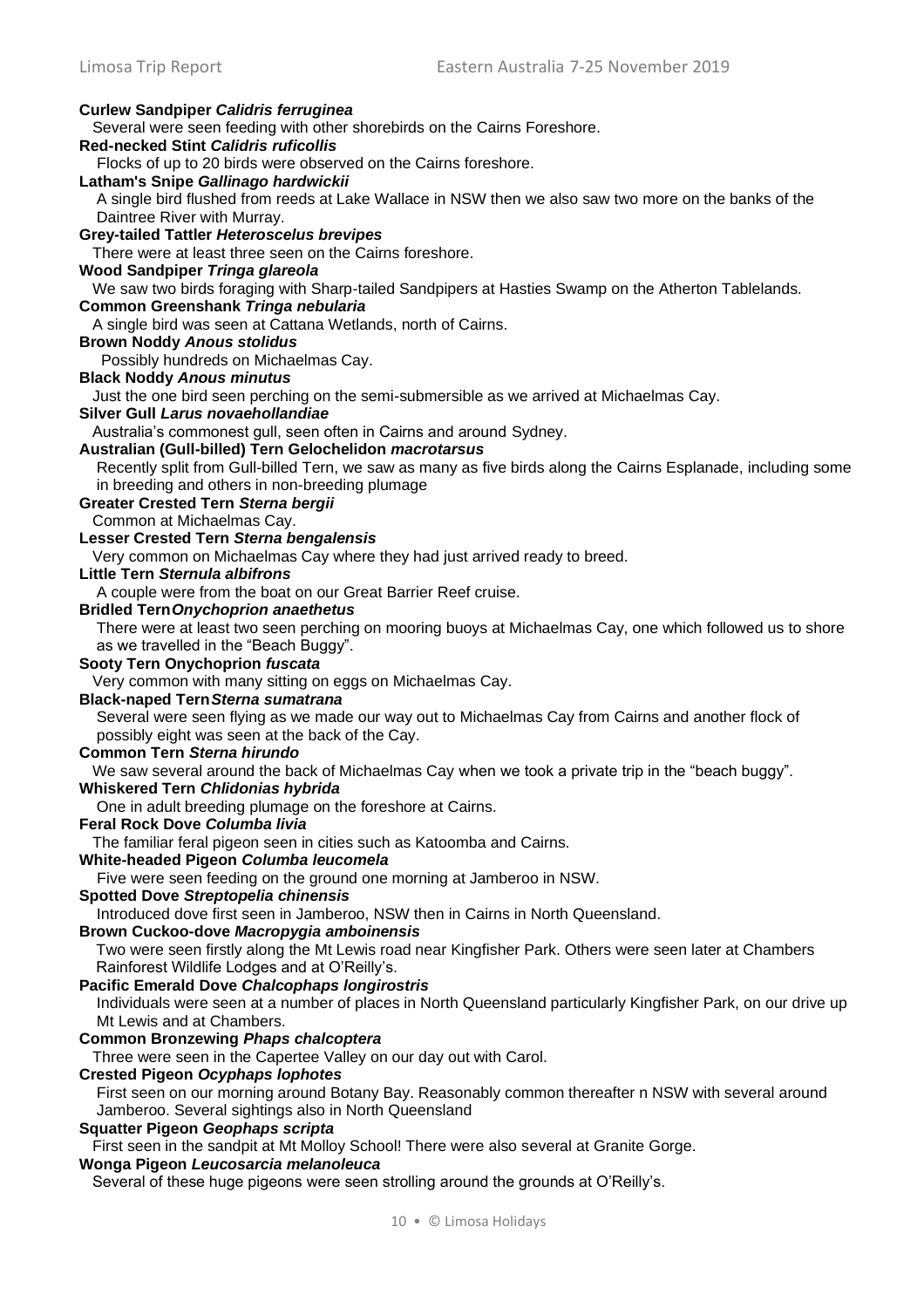**Curlew Sandpiper *Calidris ferruginea***
Several were seen feeding with other shorebirds on the Cairns Foreshore.

**Red-necked Stint *Calidris ruficollis***
Flocks of up to 20 birds were observed on the Cairns foreshore.

**Latham's Snipe *Gallinago hardwickii***
A single bird flushed from reeds at Lake Wallace in NSW then we also saw two more on the banks of the Daintree River with Murray.

**Grey-tailed Tattler *Heteroscelus brevipes***
There were at least three seen on the Cairns foreshore.

**Wood Sandpiper *Tringa glareola***
We saw two birds foraging with Sharp-tailed Sandpipers at Hasties Swamp on the Atherton Tablelands.

**Common Greenshank *Tringa nebularia***
A single bird was seen at Cattana Wetlands, north of Cairns.

**Brown Noddy *Anous stolidus***
Possibly hundreds on Michaelmas Cay.

**Black Noddy *Anous minutus***
Just the one bird seen perching on the semi-submersible as we arrived at Michaelmas Cay.

**Silver Gull *Larus novaehollandiae***
Australia's commonest gull, seen often in Cairns and around Sydney.

**Australian (Gull-billed) Tern Gelochelidon *macrotarsus***
Recently split from Gull-billed Tern, we saw as many as five birds along the Cairns Esplanade, including some in breeding and others in non-breeding plumage

**Greater Crested Tern *Sterna bergii***
Common at Michaelmas Cay.

**Lesser Crested Tern *Sterna bengalensis***
Very common on Michaelmas Cay where they had just arrived ready to breed.

**Little Tern *Sternula albifrons***
A couple were from the boat on our Great Barrier Reef cruise.

**Bridled Tern*Onychoprion anaethetus***
There were at least two seen perching on mooring buoys at Michaelmas Cay, one which followed us to shore as we travelled in the "Beach Buggy".

**Sooty Tern Onychoprion *fuscata***
Very common with many sitting on eggs on Michaelmas Cay.

**Black-naped Tern*Sterna sumatrana***
Several were seen flying as we made our way out to Michaelmas Cay from Cairns and another flock of possibly eight was seen at the back of the Cay.

**Common Tern *Sterna hirundo***
We saw several around the back of Michaelmas Cay when we took a private trip in the "beach buggy".

**Whiskered Tern *Chlidonias hybrida***
One in adult breeding plumage on the foreshore at Cairns.

**Feral Rock Dove *Columba livia***
The familiar feral pigeon seen in cities such as Katoomba and Cairns.

**White-headed Pigeon *Columba leucomela***
Five were seen feeding on the ground one morning at Jamberoo in NSW.

**Spotted Dove *Streptopelia chinensis***
Introduced dove first seen in Jamberoo, NSW then in Cairns in North Queensland.

**Brown Cuckoo-dove *Macropygia amboinensis***
Two were seen firstly along the Mt Lewis road near Kingfisher Park. Others were seen later at Chambers Rainforest Wildlife Lodges and at O'Reilly's.

**Pacific Emerald Dove *Chalcophaps longirostris***
Individuals were seen at a number of places in North Queensland particularly Kingfisher Park, on our drive up Mt Lewis and at Chambers.

**Common Bronzewing *Phaps chalcoptera***
Three were seen in the Capertee Valley on our day out with Carol.

**Crested Pigeon *Ocyphaps lophotes***
First seen on our morning around Botany Bay. Reasonably common thereafter n NSW with several around Jamberoo. Several sightings also in North Queensland

**Squatter Pigeon *Geophaps scripta***
First seen in the sandpit at Mt Molloy School! There were also several at Granite Gorge.

**Wonga Pigeon *Leucosarcia melanoleuca***
Several of these huge pigeons were seen strolling around the grounds at O'Reilly's.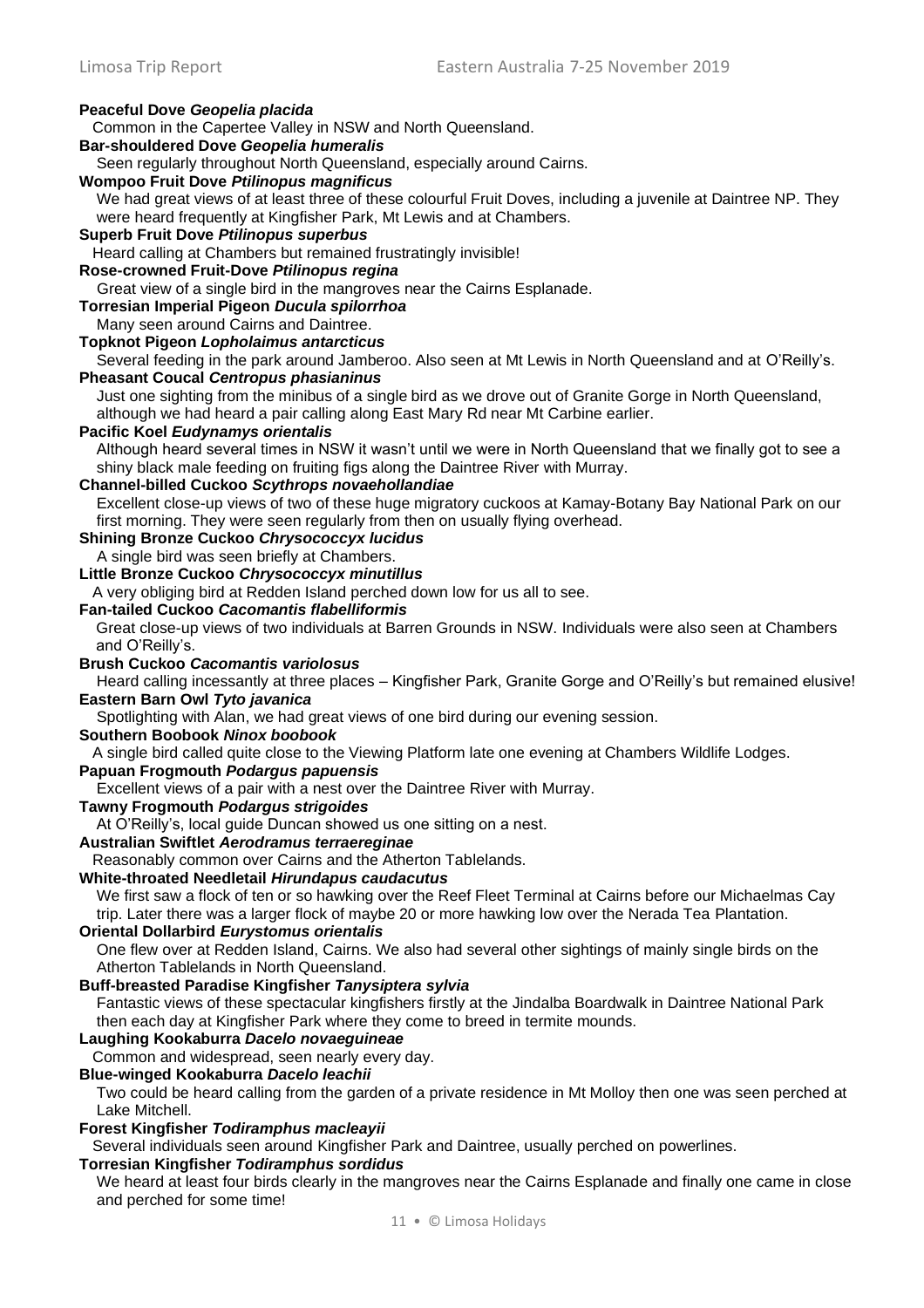**Peaceful Dove *Geopelia placida***
Common in the Capertee Valley in NSW and North Queensland.

**Bar-shouldered Dove *Geopelia humeralis***
Seen regularly throughout North Queensland, especially around Cairns.

**Wompoo Fruit Dove *Ptilinopus magnificus***
We had great views of at least three of these colourful Fruit Doves, including a juvenile at Daintree NP. They were heard frequently at Kingfisher Park, Mt Lewis and at Chambers.

**Superb Fruit Dove *Ptilinopus superbus***
Heard calling at Chambers but remained frustratingly invisible!

**Rose-crowned Fruit-Dove *Ptilinopus regina***
Great view of a single bird in the mangroves near the Cairns Esplanade.

**Torresian Imperial Pigeon *Ducula spilorrhoa***
Many seen around Cairns and Daintree.

**Topknot Pigeon *Lopholaimus antarcticus***
Several feeding in the park around Jamberoo. Also seen at Mt Lewis in North Queensland and at O'Reilly's.

**Pheasant Coucal *Centropus phasianinus***
Just one sighting from the minibus of a single bird as we drove out of Granite Gorge in North Queensland, although we had heard a pair calling along East Mary Rd near Mt Carbine earlier.

**Pacific Koel *Eudynamys orientalis***
Although heard several times in NSW it wasn't until we were in North Queensland that we finally got to see a shiny black male feeding on fruiting figs along the Daintree River with Murray.

**Channel-billed Cuckoo *Scythrops novaehollandiae***
Excellent close-up views of two of these huge migratory cuckoos at Kamay-Botany Bay National Park on our first morning. They were seen regularly from then on usually flying overhead.

**Shining Bronze Cuckoo *Chrysococcyx lucidus***
A single bird was seen briefly at Chambers.

**Little Bronze Cuckoo *Chrysococcyx minutillus***
A very obliging bird at Redden Island perched down low for us all to see.

**Fan-tailed Cuckoo *Cacomantis flabelliformis***
Great close-up views of two individuals at Barren Grounds in NSW. Individuals were also seen at Chambers and O'Reilly's.

**Brush Cuckoo *Cacomantis variolosus***
Heard calling incessantly at three places – Kingfisher Park, Granite Gorge and O'Reilly's but remained elusive!

**Eastern Barn Owl *Tyto javanica***
Spotlighting with Alan, we had great views of one bird during our evening session.

**Southern Boobook *Ninox boobook***
A single bird called quite close to the Viewing Platform late one evening at Chambers Wildlife Lodges.

**Papuan Frogmouth *Podargus papuensis***
Excellent views of a pair with a nest over the Daintree River with Murray.

**Tawny Frogmouth *Podargus strigoides***
At O'Reilly's, local guide Duncan showed us one sitting on a nest.

**Australian Swiftlet *Aerodramus terraereginae***
Reasonably common over Cairns and the Atherton Tablelands.

**White-throated Needletail *Hirundapus caudacutus***
We first saw a flock of ten or so hawking over the Reef Fleet Terminal at Cairns before our Michaelmas Cay trip. Later there was a larger flock of maybe 20 or more hawking low over the Nerada Tea Plantation.

**Oriental Dollarbird *Eurystomus orientalis***
One flew over at Redden Island, Cairns. We also had several other sightings of mainly single birds on the Atherton Tablelands in North Queensland.

**Buff-breasted Paradise Kingfisher *Tanysiptera sylvia***
Fantastic views of these spectacular kingfishers firstly at the Jindalba Boardwalk in Daintree National Park then each day at Kingfisher Park where they come to breed in termite mounds.

**Laughing Kookaburra *Dacelo novaeguineae***
Common and widespread, seen nearly every day.

**Blue-winged Kookaburra *Dacelo leachii***
Two could be heard calling from the garden of a private residence in Mt Molloy then one was seen perched at Lake Mitchell.

**Forest Kingfisher *Todiramphus macleayii***
Several individuals seen around Kingfisher Park and Daintree, usually perched on powerlines.

**Torresian Kingfisher *Todiramphus sordidus***
We heard at least four birds clearly in the mangroves near the Cairns Esplanade and finally one came in close and perched for some time!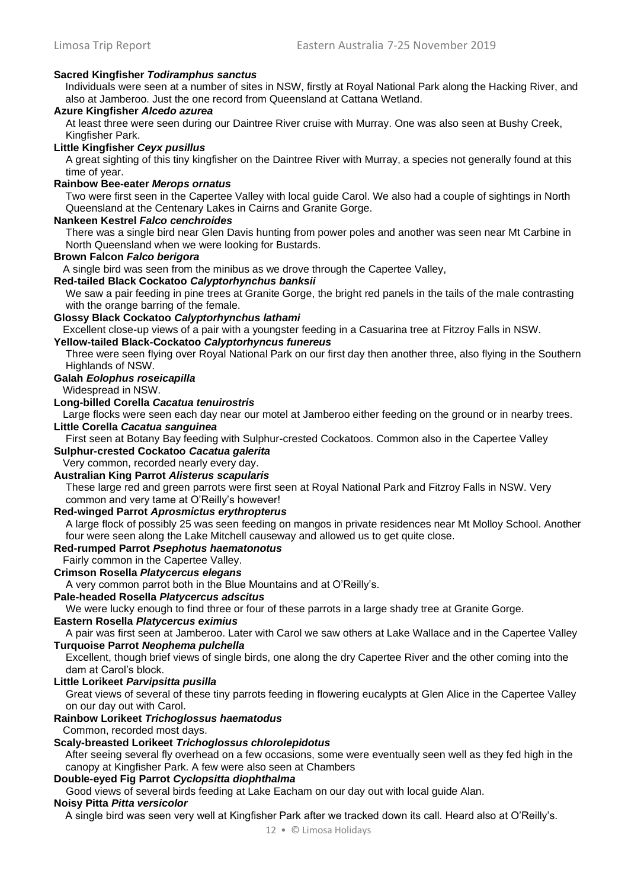**Sacred Kingfisher *Todiramphus sanctus***

Individuals were seen at a number of sites in NSW, firstly at Royal National Park along the Hacking River, and also at Jamberoo. Just the one record from Queensland at Cattana Wetland.

**Azure Kingfisher *Alcedo azurea***

At least three were seen during our Daintree River cruise with Murray. One was also seen at Bushy Creek, Kingfisher Park.

**Little Kingfisher *Ceyx pusillus***

A great sighting of this tiny kingfisher on the Daintree River with Murray, a species not generally found at this time of year.

**Rainbow Bee-eater *Merops ornatus***

Two were first seen in the Capertee Valley with local guide Carol. We also had a couple of sightings in North Queensland at the Centenary Lakes in Cairns and Granite Gorge.

**Nankeen Kestrel *Falco cenchroides***

There was a single bird near Glen Davis hunting from power poles and another was seen near Mt Carbine in North Queensland when we were looking for Bustards.

**Brown Falcon *Falco berigora***

A single bird was seen from the minibus as we drove through the Capertee Valley,

**Red-tailed Black Cockatoo *Calyptorhynchus banksii***

We saw a pair feeding in pine trees at Granite Gorge, the bright red panels in the tails of the male contrasting with the orange barring of the female.

**Glossy Black Cockatoo *Calyptorhynchus lathami***

Excellent close-up views of a pair with a youngster feeding in a Casuarina tree at Fitzroy Falls in NSW.

**Yellow-tailed Black-Cockatoo *Calyptorhyncus funereus***

Three were seen flying over Royal National Park on our first day then another three, also flying in the Southern Highlands of NSW.

**Galah *Eolophus roseicapilla***

Widespread in NSW.

**Long-billed Corella *Cacatua tenuirostris***

Large flocks were seen each day near our motel at Jamberoo either feeding on the ground or in nearby trees.

**Little Corella *Cacatua sanguinea***

First seen at Botany Bay feeding with Sulphur-crested Cockatoos. Common also in the Capertee Valley

**Sulphur-crested Cockatoo *Cacatua galerita***

Very common, recorded nearly every day.

**Australian King Parrot *Alisterus scapularis***

These large red and green parrots were first seen at Royal National Park and Fitzroy Falls in NSW. Very common and very tame at O'Reilly's however!

**Red-winged Parrot *Aprosmictus erythropterus***

A large flock of possibly 25 was seen feeding on mangos in private residences near Mt Molloy School. Another four were seen along the Lake Mitchell causeway and allowed us to get quite close.

**Red-rumped Parrot *Psephotus haematonotus***

Fairly common in the Capertee Valley.

**Crimson Rosella *Platycercus elegans***

A very common parrot both in the Blue Mountains and at O'Reilly's.

**Pale-headed Rosella *Platycercus adscitus***

We were lucky enough to find three or four of these parrots in a large shady tree at Granite Gorge.

**Eastern Rosella *Platycercus eximius***

A pair was first seen at Jamberoo. Later with Carol we saw others at Lake Wallace and in the Capertee Valley

**Turquoise Parrot *Neophema pulchella***

Excellent, though brief views of single birds, one along the dry Capertee River and the other coming into the dam at Carol's block.

**Little Lorikeet *Parvipsitta pusilla***

Great views of several of these tiny parrots feeding in flowering eucalypts at Glen Alice in the Capertee Valley on our day out with Carol.

**Rainbow Lorikeet *Trichoglossus haematodus***

Common, recorded most days.

**Scaly-breasted Lorikeet *Trichoglossus chlorolepidotus***

After seeing several fly overhead on a few occasions, some were eventually seen well as they fed high in the canopy at Kingfisher Park. A few were also seen at Chambers

**Double-eyed Fig Parrot *Cyclopsitta diophthalma***

Good views of several birds feeding at Lake Eacham on our day out with local guide Alan.

**Noisy Pitta *Pitta versicolor***

A single bird was seen very well at Kingfisher Park after we tracked down its call. Heard also at O'Reilly's.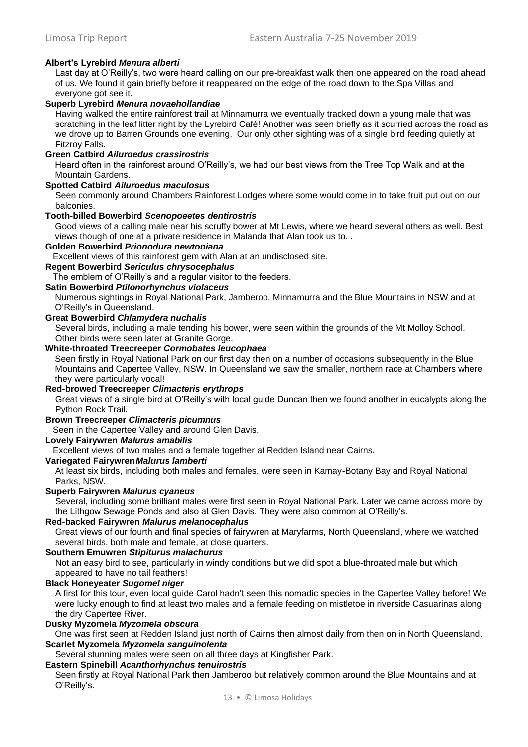**Albert's Lyrebird *Menura alberti***

Last day at O'Reilly's, two were heard calling on our pre-breakfast walk then one appeared on the road ahead of us. We found it gain briefly before it reappeared on the edge of the road down to the Spa Villas and everyone got see it.

**Superb Lyrebird *Menura novaehollandiae***

Having walked the entire rainforest trail at Minnamurra we eventually tracked down a young male that was scratching in the leaf litter right by the Lyrebird Café! Another was seen briefly as it scurried across the road as we drove up to Barren Grounds one evening. Our only other sighting was of a single bird feeding quietly at Fitzroy Falls.

**Green Catbird *Ailuroedus crassirostris***

Heard often in the rainforest around O'Reilly's, we had our best views from the Tree Top Walk and at the Mountain Gardens.

**Spotted Catbird *Ailuroedus maculosus***

Seen commonly around Chambers Rainforest Lodges where some would come in to take fruit put out on our balconies.

**Tooth-billed Bowerbird *Scenopoeetes dentirostris***

Good views of a calling male near his scruffy bower at Mt Lewis, where we heard several others as well. Best views though of one at a private residence in Malanda that Alan took us to. .

**Golden Bowerbird *Prionodura newtoniana***

Excellent views of this rainforest gem with Alan at an undisclosed site.

**Regent Bowerbird *Sericulus chrysocephalus***

The emblem of O'Reilly's and a regular visitor to the feeders.

**Satin Bowerbird *Ptilonorhynchus violaceus***

Numerous sightings in Royal National Park, Jamberoo, Minnamurra and the Blue Mountains in NSW and at O'Reilly's in Queensland.

**Great Bowerbird *Chlamydera nuchalis***

Several birds, including a male tending his bower, were seen within the grounds of the Mt Molloy School. Other birds were seen later at Granite Gorge.

**White-throated Treecreeper *Cormobates leucophaea***

Seen firstly in Royal National Park on our first day then on a number of occasions subsequently in the Blue Mountains and Capertee Valley, NSW. In Queensland we saw the smaller, northern race at Chambers where they were particularly vocal!

**Red-browed Treecreeper *Climacteris erythrops***

Great views of a single bird at O'Reilly's with local guide Duncan then we found another in eucalypts along the Python Rock Trail.

**Brown Treecreeper *Climacteris picumnus***

Seen in the Capertee Valley and around Glen Davis.

**Lovely Fairywren *Malurus amabilis***

Excellent views of two males and a female together at Redden Island near Cairns.

**Variegated Fairywren *Malurus lamberti***

At least six birds, including both males and females, were seen in Kamay-Botany Bay and Royal National Parks, NSW.

**Superb Fairywren *Malurus cyaneus***

Several, including some brilliant males were first seen in Royal National Park. Later we came across more by the Lithgow Sewage Ponds and also at Glen Davis. They were also common at O'Reilly's.

**Red-backed Fairywren *Malurus melanocephalus***

Great views of our fourth and final species of fairywren at Maryfarms, North Queensland, where we watched several birds, both male and female, at close quarters.

**Southern Emuwren *Stipiturus malachurus***

Not an easy bird to see, particularly in windy conditions but we did spot a blue-throated male but which appeared to have no tail feathers!

**Black Honeyeater *Sugomel niger***

A first for this tour, even local guide Carol hadn't seen this nomadic species in the Capertee Valley before! We were lucky enough to find at least two males and a female feeding on mistletoe in riverside Casuarinas along the dry Capertee River.

**Dusky Myzomela *Myzomela obscura***

One was first seen at Redden Island just north of Cairns then almost daily from then on in North Queensland.

**Scarlet Myzomela *Myzomela sanguinolenta***

Several stunning males were seen on all three days at Kingfisher Park.

**Eastern Spinebill *Acanthorhynchus tenuirostris***

Seen firstly at Royal National Park then Jamberoo but relatively common around the Blue Mountains and at O'Reilly's.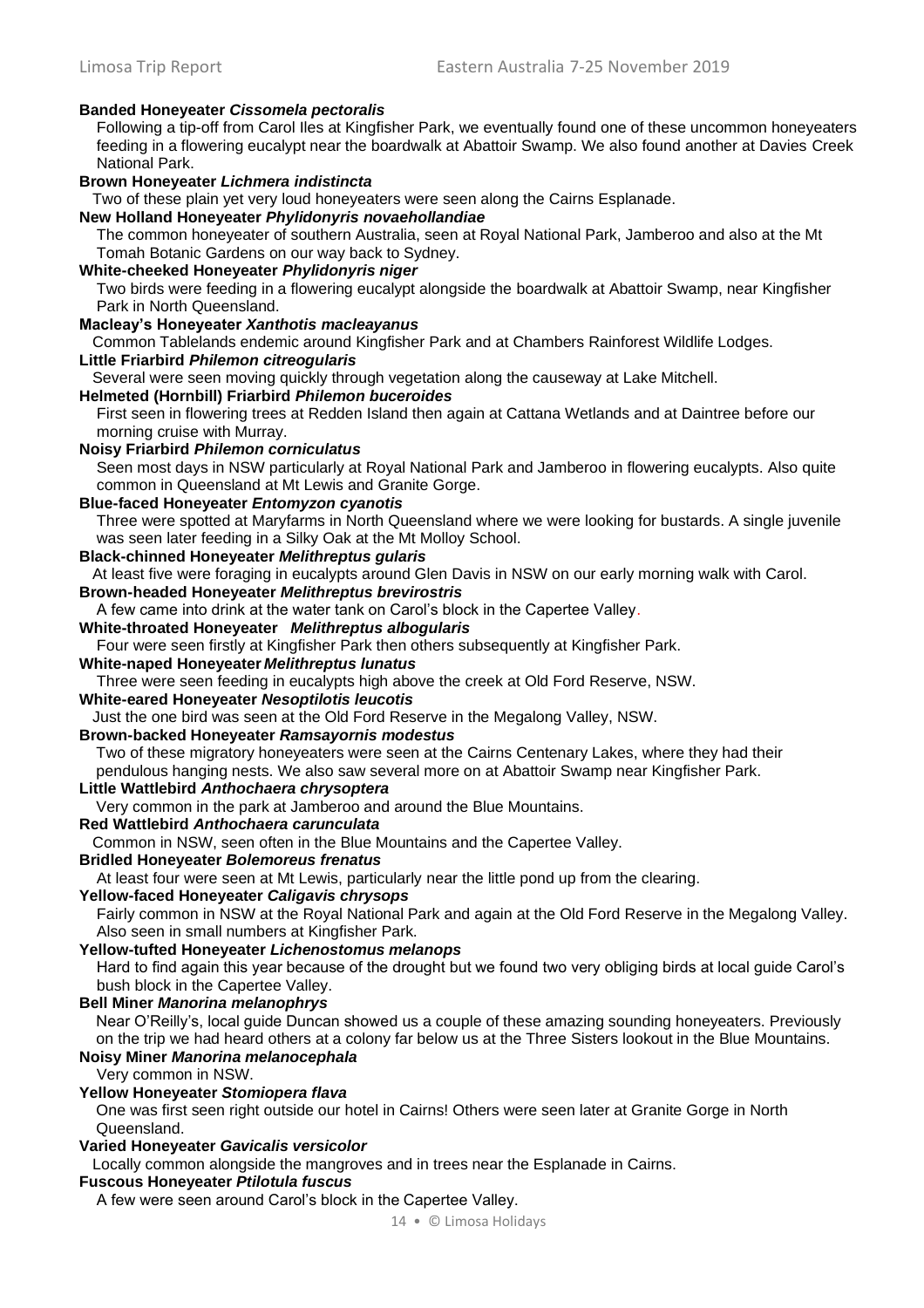**Banded Honeyeater *Cissomela pectoralis***
Following a tip-off from Carol Iles at Kingfisher Park, we eventually found one of these uncommon honeyeaters feeding in a flowering eucalypt near the boardwalk at Abattoir Swamp. We also found another at Davies Creek National Park.

**Brown Honeyeater *Lichmera indistincta***
Two of these plain yet very loud honeyeaters were seen along the Cairns Esplanade.

**New Holland Honeyeater *Phylidonyris novaehollandiae***
The common honeyeater of southern Australia, seen at Royal National Park, Jamberoo and also at the Mt Tomah Botanic Gardens on our way back to Sydney.

**White-cheeked Honeyeater *Phylidonyris niger***
Two birds were feeding in a flowering eucalypt alongside the boardwalk at Abattoir Swamp, near Kingfisher Park in North Queensland.

**Macleay's Honeyeater *Xanthotis macleayanus***
Common Tablelands endemic around Kingfisher Park and at Chambers Rainforest Wildlife Lodges.

**Little Friarbird *Philemon citreogularis***
Several were seen moving quickly through vegetation along the causeway at Lake Mitchell.

**Helmeted (Hornbill) Friarbird *Philemon buceroides***
First seen in flowering trees at Redden Island then again at Cattana Wetlands and at Daintree before our morning cruise with Murray.

**Noisy Friarbird *Philemon corniculatus***
Seen most days in NSW particularly at Royal National Park and Jamberoo in flowering eucalypts. Also quite common in Queensland at Mt Lewis and Granite Gorge.

**Blue-faced Honeyeater *Entomyzon cyanotis***
Three were spotted at Maryfarms in North Queensland where we were looking for bustards. A single juvenile was seen later feeding in a Silky Oak at the Mt Molloy School.

**Black-chinned Honeyeater *Melithreptus gularis***
At least five were foraging in eucalypts around Glen Davis in NSW on our early morning walk with Carol.

**Brown-headed Honeyeater *Melithreptus brevirostris***
A few came into drink at the water tank on Carol's block in the Capertee Valley.

**White-throated Honeyeater *Melithreptus albogularis***
Four were seen firstly at Kingfisher Park then others subsequently at Kingfisher Park.

**White-naped Honeyeater *Melithreptus lunatus***
Three were seen feeding in eucalypts high above the creek at Old Ford Reserve, NSW.

**White-eared Honeyeater *Nesoptilotis leucotis***
Just the one bird was seen at the Old Ford Reserve in the Megalong Valley, NSW.

**Brown-backed Honeyeater *Ramsayornis modestus***
Two of these migratory honeyeaters were seen at the Cairns Centenary Lakes, where they had their pendulous hanging nests. We also saw several more on at Abattoir Swamp near Kingfisher Park.

**Little Wattlebird *Anthochaera chrysoptera***
Very common in the park at Jamberoo and around the Blue Mountains.

**Red Wattlebird *Anthochaera carunculata***
Common in NSW, seen often in the Blue Mountains and the Capertee Valley.

**Bridled Honeyeater *Bolemoreus frenatus***
At least four were seen at Mt Lewis, particularly near the little pond up from the clearing.

**Yellow-faced Honeyeater *Caligavis chrysops***
Fairly common in NSW at the Royal National Park and again at the Old Ford Reserve in the Megalong Valley. Also seen in small numbers at Kingfisher Park.

**Yellow-tufted Honeyeater *Lichenostomus melanops***
Hard to find again this year because of the drought but we found two very obliging birds at local guide Carol's bush block in the Capertee Valley.

**Bell Miner *Manorina melanophrys***
Near O'Reilly's, local guide Duncan showed us a couple of these amazing sounding honeyeaters. Previously on the trip we had heard others at a colony far below us at the Three Sisters lookout in the Blue Mountains.

**Noisy Miner *Manorina melanocephala***
Very common in NSW.

**Yellow Honeyeater *Stomiopera flava***
One was first seen right outside our hotel in Cairns! Others were seen later at Granite Gorge in North Queensland.

**Varied Honeyeater *Gavicalis versicolor***
Locally common alongside the mangroves and in trees near the Esplanade in Cairns.

**Fuscous Honeyeater *Ptilotula fuscus***
A few were seen around Carol's block in the Capertee Valley.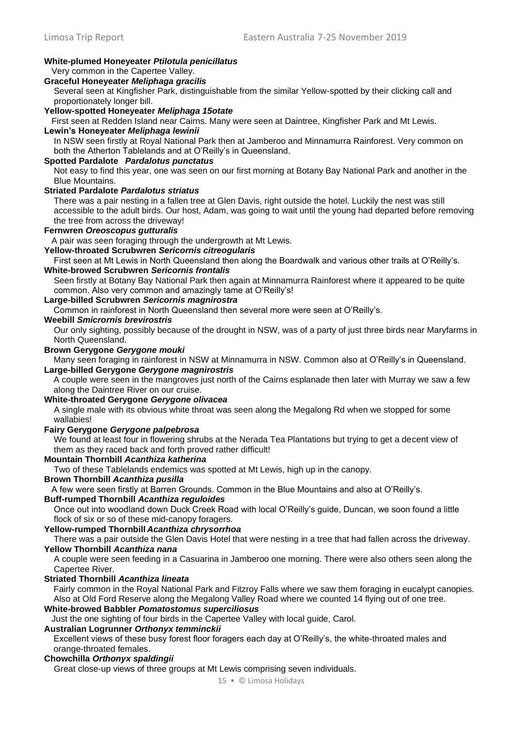**White-plumed Honeyeater *Ptilotula penicillatus***
Very common in the Capertee Valley.

**Graceful Honeyeater *Meliphaga gracilis***
Several seen at Kingfisher Park, distinguishable from the similar Yellow-spotted by their clicking call and proportionately longer bill.

**Yellow-spotted Honeyeater *Meliphaga 15otate***
First seen at Redden Island near Cairns. Many were seen at Daintree, Kingfisher Park and Mt Lewis.

**Lewin's Honeyeater *Meliphaga lewinii***
In NSW seen firstly at Royal National Park then at Jamberoo and Minnamurra Rainforest. Very common on both the Atherton Tablelands and at O'Reilly's in Queensland.

**Spotted Pardalote *Pardalotus punctatus***
Not easy to find this year, one was seen on our first morning at Botany Bay National Park and another in the Blue Mountains.

**Striated Pardalote *Pardalotus striatus***
There was a pair nesting in a fallen tree at Glen Davis, right outside the hotel. Luckily the nest was still accessible to the adult birds. Our host, Adam, was going to wait until the young had departed before removing the tree from across the driveway!

**Fernwren *Oreoscopus gutturalis***
A pair was seen foraging through the undergrowth at Mt Lewis.

**Yellow-throated Scrubwren *Sericornis citreogularis***
First seen at Mt Lewis in North Queensland then along the Boardwalk and various other trails at O'Reilly's.

**White-browed Scrubwren *Sericornis frontalis***
Seen firstly at Botany Bay National Park then again at Minnamurra Rainforest where it appeared to be quite common. Also very common and amazingly tame at O'Reilly's!

**Large-billed Scrubwren *Sericornis magnirostra***
Common in rainforest in North Queensland then several more were seen at O'Reilly's.

**Weebill *Smicrornis brevirostris***
Our only sighting, possibly because of the drought in NSW, was of a party of just three birds near Maryfarms in North Queensland.

**Brown Gerygone *Gerygone mouki***
Many seen foraging in rainforest in NSW at Minnamurra in NSW. Common also at O'Reilly's in Queensland.

**Large-billed Gerygone *Gerygone magnirostris***
A couple were seen in the mangroves just north of the Cairns esplanade then later with Murray we saw a few along the Daintree River on our cruise.

**White-throated Gerygone *Gerygone olivacea***
A single male with its obvious white throat was seen along the Megalong Rd when we stopped for some wallabies!

**Fairy Gerygone *Gerygone palpebrosa***
We found at least four in flowering shrubs at the Nerada Tea Plantations but trying to get a decent view of them as they raced back and forth proved rather difficult!

**Mountain Thornbill *Acanthiza katherina***
Two of these Tablelands endemics was spotted at Mt Lewis, high up in the canopy.

**Brown Thornbill *Acanthiza pusilla***
A few were seen firstly at Barren Grounds. Common in the Blue Mountains and also at O'Reilly's.

**Buff-rumped Thornbill *Acanthiza reguloides***
Once out into woodland down Duck Creek Road with local O'Reilly's guide, Duncan, we soon found a little flock of six or so of these mid-canopy foragers.

**Yellow-rumped Thornbill *Acanthiza chrysorrhoa***
There was a pair outside the Glen Davis Hotel that were nesting in a tree that had fallen across the driveway.

**Yellow Thornbill *Acanthiza nana***
A couple were seen feeding in a Casuarina in Jamberoo one morning. There were also others seen along the Capertee River.

**Striated Thornbill *Acanthiza lineata***
Fairly common in the Royal National Park and Fitzroy Falls where we saw them foraging in eucalypt canopies. Also at Old Ford Reserve along the Megalong Valley Road where we counted 14 flying out of one tree.

**White-browed Babbler *Pomatostomus superciliosus***
Just the one sighting of four birds in the Capertee Valley with local guide, Carol.

**Australian Logrunner *Orthonyx temminckii***
Excellent views of these busy forest floor foragers each day at O'Reilly's, the white-throated males and orange-throated females.

**Chowchilla *Orthonyx spaldingii***
Great close-up views of three groups at Mt Lewis comprising seven individuals.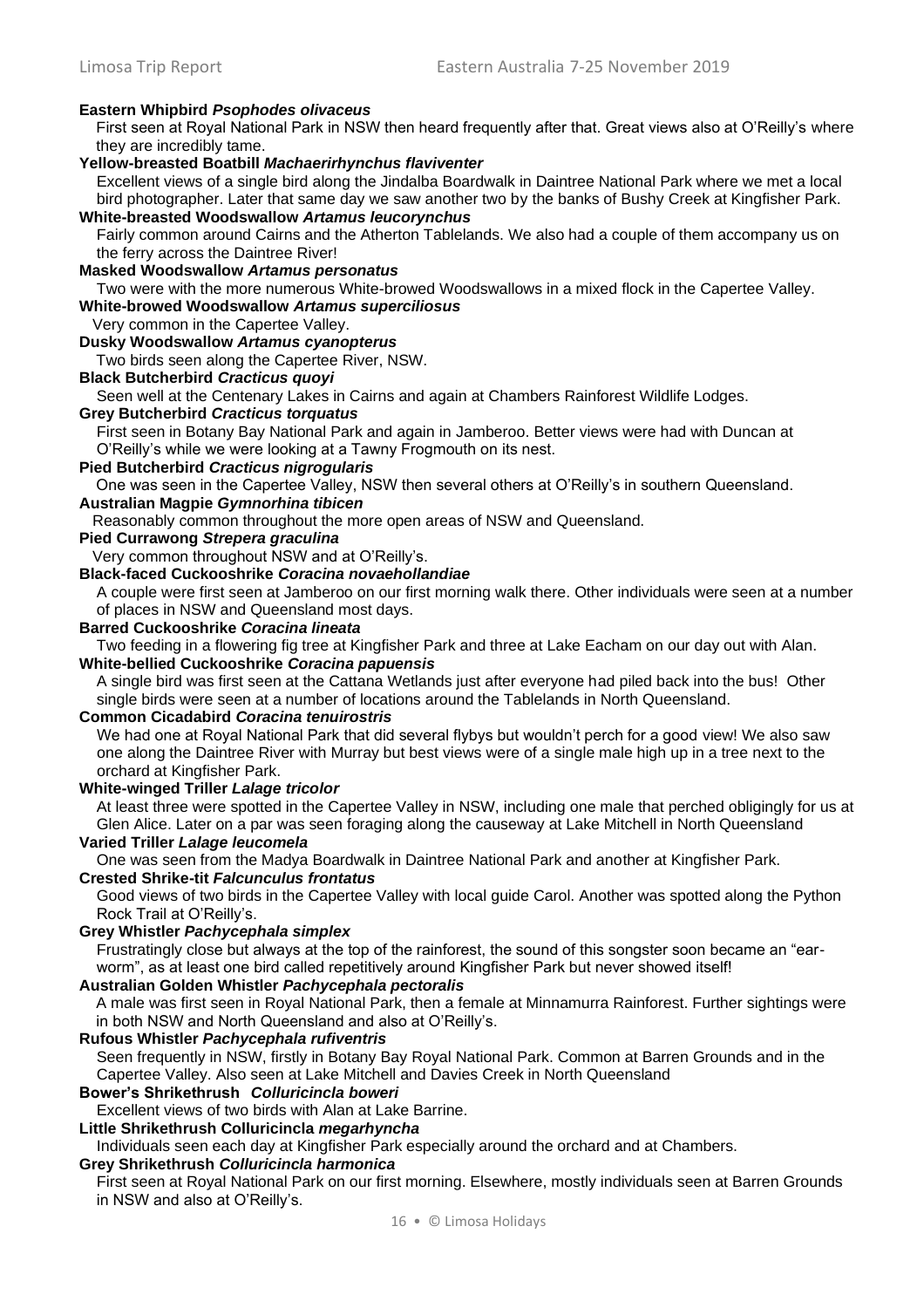**Eastern Whipbird *Psophodes olivaceus***

First seen at Royal National Park in NSW then heard frequently after that. Great views also at O'Reilly's where they are incredibly tame.

**Yellow-breasted Boatbill *Machaerirhynchus flaviventer***

Excellent views of a single bird along the Jindalba Boardwalk in Daintree National Park where we met a local bird photographer. Later that same day we saw another two by the banks of Bushy Creek at Kingfisher Park.

**White-breasted Woodswallow *Artamus leucorynchus***

Fairly common around Cairns and the Atherton Tablelands. We also had a couple of them accompany us on the ferry across the Daintree River!

**Masked Woodswallow *Artamus personatus***

Two were with the more numerous White-browed Woodswallows in a mixed flock in the Capertee Valley.

**White-browed Woodswallow *Artamus superciliosus***

Very common in the Capertee Valley.

**Dusky Woodswallow *Artamus cyanopterus***

Two birds seen along the Capertee River, NSW.

**Black Butcherbird *Cracticus quoyi***

Seen well at the Centenary Lakes in Cairns and again at Chambers Rainforest Wildlife Lodges.

**Grey Butcherbird *Cracticus torquatus***

First seen in Botany Bay National Park and again in Jamberoo. Better views were had with Duncan at O'Reilly's while we were looking at a Tawny Frogmouth on its nest.

**Pied Butcherbird *Cracticus nigrogularis***

One was seen in the Capertee Valley, NSW then several others at O'Reilly's in southern Queensland.

**Australian Magpie *Gymnorhina tibicen***

Reasonably common throughout the more open areas of NSW and Queensland.

**Pied Currawong *Strepera graculina***

Very common throughout NSW and at O'Reilly's.

**Black-faced Cuckooshrike *Coracina novaehollandiae***

A couple were first seen at Jamberoo on our first morning walk there. Other individuals were seen at a number of places in NSW and Queensland most days.

**Barred Cuckooshrike *Coracina lineata***

Two feeding in a flowering fig tree at Kingfisher Park and three at Lake Eacham on our day out with Alan.

**White-bellied Cuckooshrike *Coracina papuensis***

A single bird was first seen at the Cattana Wetlands just after everyone had piled back into the bus! Other single birds were seen at a number of locations around the Tablelands in North Queensland.

**Common Cicadabird *Coracina tenuirostris***

We had one at Royal National Park that did several flybys but wouldn't perch for a good view! We also saw one along the Daintree River with Murray but best views were of a single male high up in a tree next to the orchard at Kingfisher Park.

**White-winged Triller *Lalage tricolor***

At least three were spotted in the Capertee Valley in NSW, including one male that perched obligingly for us at Glen Alice. Later on a par was seen foraging along the causeway at Lake Mitchell in North Queensland

**Varied Triller *Lalage leucomela***

One was seen from the Madya Boardwalk in Daintree National Park and another at Kingfisher Park.

**Crested Shrike-tit *Falcunculus frontatus***

Good views of two birds in the Capertee Valley with local guide Carol. Another was spotted along the Python Rock Trail at O'Reilly's.

**Grey Whistler *Pachycephala simplex***

Frustratingly close but always at the top of the rainforest, the sound of this songster soon became an "ear-worm", as at least one bird called repetitively around Kingfisher Park but never showed itself!

**Australian Golden Whistler *Pachycephala pectoralis***

A male was first seen in Royal National Park, then a female at Minnamurra Rainforest. Further sightings were in both NSW and North Queensland and also at O'Reilly's.

**Rufous Whistler *Pachycephala rufiventris***

Seen frequently in NSW, firstly in Botany Bay Royal National Park. Common at Barren Grounds and in the Capertee Valley. Also seen at Lake Mitchell and Davies Creek in North Queensland

**Bower's Shrikethrush *Colluricincla boweri***

Excellent views of two birds with Alan at Lake Barrine.

**Little Shrikethrush Colluricincla *megarhyncha***

Individuals seen each day at Kingfisher Park especially around the orchard and at Chambers.

**Grey Shrikethrush *Colluricincla harmonica***

First seen at Royal National Park on our first morning. Elsewhere, mostly individuals seen at Barren Grounds in NSW and also at O'Reilly's.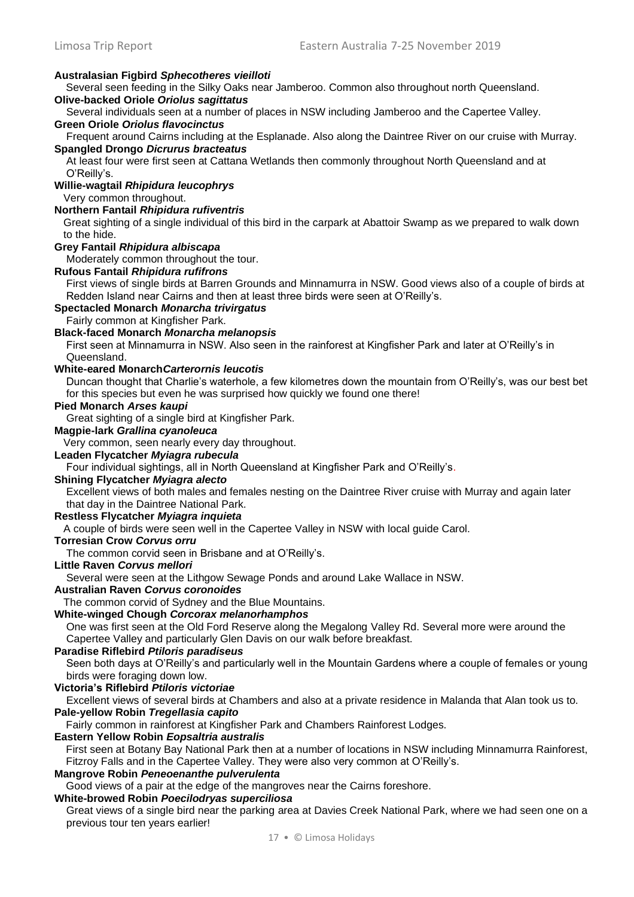**Australasian Figbird *Sphecotheres vieilloti***
Several seen feeding in the Silky Oaks near Jamberoo. Common also throughout north Queensland.

**Olive-backed Oriole *Oriolus sagittatus***
Several individuals seen at a number of places in NSW including Jamberoo and the Capertee Valley.

**Green Oriole *Oriolus flavocinctus***
Frequent around Cairns including at the Esplanade. Also along the Daintree River on our cruise with Murray.

**Spangled Drongo *Dicrurus bracteatus***
At least four were first seen at Cattana Wetlands then commonly throughout North Queensland and at O'Reilly's.

**Willie-wagtail *Rhipidura leucophrys***
Very common throughout.

**Northern Fantail *Rhipidura rufiventris***
Great sighting of a single individual of this bird in the carpark at Abattoir Swamp as we prepared to walk down to the hide.

**Grey Fantail *Rhipidura albiscapa***
Moderately common throughout the tour.

**Rufous Fantail *Rhipidura rufifrons***
First views of single birds at Barren Grounds and Minnamurra in NSW. Good views also of a couple of birds at Redden Island near Cairns and then at least three birds were seen at O'Reilly's.

**Spectacled Monarch *Monarcha trivirgatus***
Fairly common at Kingfisher Park.

**Black-faced Monarch *Monarcha melanopsis***
First seen at Minnamurra in NSW. Also seen in the rainforest at Kingfisher Park and later at O'Reilly's in Queensland.

**White-eared Monarch*Carterornis leucotis***
Duncan thought that Charlie's waterhole, a few kilometres down the mountain from O'Reilly's, was our best bet for this species but even he was surprised how quickly we found one there!

**Pied Monarch *Arses kaupi***
Great sighting of a single bird at Kingfisher Park.

**Magpie-lark *Grallina cyanoleuca***
Very common, seen nearly every day throughout.

**Leaden Flycatcher *Myiagra rubecula***
Four individual sightings, all in North Queensland at Kingfisher Park and O'Reilly's.

**Shining Flycatcher *Myiagra alecto***
Excellent views of both males and females nesting on the Daintree River cruise with Murray and again later that day in the Daintree National Park.

**Restless Flycatcher *Myiagra inquieta***
A couple of birds were seen well in the Capertee Valley in NSW with local guide Carol.

**Torresian Crow *Corvus orru***
The common corvid seen in Brisbane and at O'Reilly's.

**Little Raven *Corvus mellori***
Several were seen at the Lithgow Sewage Ponds and around Lake Wallace in NSW.

**Australian Raven *Corvus coronoides***
The common corvid of Sydney and the Blue Mountains.

**White-winged Chough *Corcorax melanorhamphos***
One was first seen at the Old Ford Reserve along the Megalong Valley Rd. Several more were around the Capertee Valley and particularly Glen Davis on our walk before breakfast.

**Paradise Riflebird *Ptiloris paradiseus***
Seen both days at O'Reilly's and particularly well in the Mountain Gardens where a couple of females or young birds were foraging down low.

**Victoria's Riflebird *Ptiloris victoriae***
Excellent views of several birds at Chambers and also at a private residence in Malanda that Alan took us to.

**Pale-yellow Robin *Tregellasia capito***
Fairly common in rainforest at Kingfisher Park and Chambers Rainforest Lodges.

**Eastern Yellow Robin *Eopsaltria australis***
First seen at Botany Bay National Park then at a number of locations in NSW including Minnamurra Rainforest, Fitzroy Falls and in the Capertee Valley. They were also very common at O'Reilly's.

**Mangrove Robin *Peneoenanthe pulverulenta***
Good views of a pair at the edge of the mangroves near the Cairns foreshore.

**White-browed Robin *Poecilodryas superciliosa***
Great views of a single bird near the parking area at Davies Creek National Park, where we had seen one on a previous tour ten years earlier!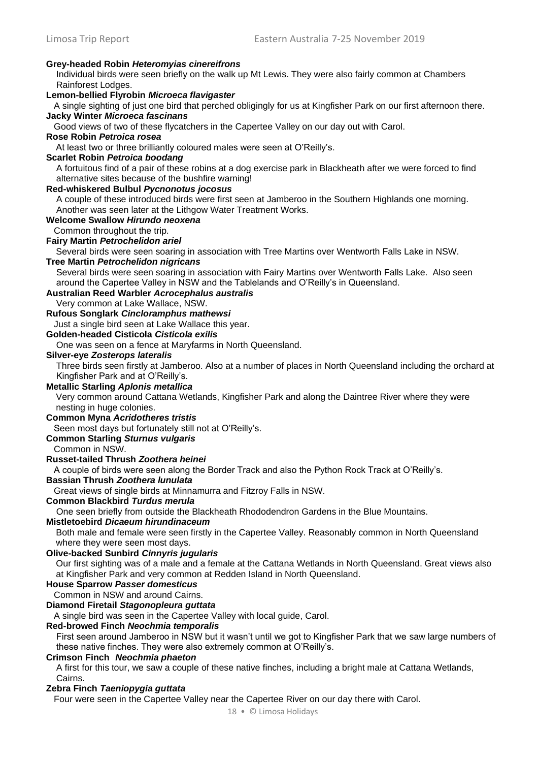**Grey-headed Robin *Heteromyias cinereifrons***

Individual birds were seen briefly on the walk up Mt Lewis. They were also fairly common at Chambers Rainforest Lodges.

**Lemon-bellied Flyrobin *Microeca flavigaster***

A single sighting of just one bird that perched obligingly for us at Kingfisher Park on our first afternoon there.

**Jacky Winter *Microeca fascinans***

Good views of two of these flycatchers in the Capertee Valley on our day out with Carol.

**Rose Robin *Petroica rosea***

At least two or three brilliantly coloured males were seen at O'Reilly's.

**Scarlet Robin *Petroica boodang***

A fortuitous find of a pair of these robins at a dog exercise park in Blackheath after we were forced to find alternative sites because of the bushfire warning!

**Red-whiskered Bulbul *Pycnonotus jocosus***

A couple of these introduced birds were first seen at Jamberoo in the Southern Highlands one morning. Another was seen later at the Lithgow Water Treatment Works.

**Welcome Swallow *Hirundo neoxena***

Common throughout the trip.

**Fairy Martin *Petrochelidon ariel***

Several birds were seen soaring in association with Tree Martins over Wentworth Falls Lake in NSW.

**Tree Martin *Petrochelidon nigricans***

Several birds were seen soaring in association with Fairy Martins over Wentworth Falls Lake. Also seen around the Capertee Valley in NSW and the Tablelands and O'Reilly's in Queensland.

**Australian Reed Warbler *Acrocephalus australis***

Very common at Lake Wallace, NSW.

**Rufous Songlark *Cincloramphus mathewsi***

Just a single bird seen at Lake Wallace this year.

**Golden-headed Cisticola *Cisticola exilis***

One was seen on a fence at Maryfarms in North Queensland.

**Silver-eye *Zosterops lateralis***

Three birds seen firstly at Jamberoo. Also at a number of places in North Queensland including the orchard at Kingfisher Park and at O'Reilly's.

**Metallic Starling *Aplonis metallica***

Very common around Cattana Wetlands, Kingfisher Park and along the Daintree River where they were nesting in huge colonies.

**Common Myna *Acridotheres tristis***

Seen most days but fortunately still not at O'Reilly's.

**Common Starling *Sturnus vulgaris***

Common in NSW.

**Russet-tailed Thrush *Zoothera heinei***

A couple of birds were seen along the Border Track and also the Python Rock Track at O'Reilly's.

**Bassian Thrush *Zoothera lunulata***

Great views of single birds at Minnamurra and Fitzroy Falls in NSW.

**Common Blackbird *Turdus merula***

One seen briefly from outside the Blackheath Rhododendron Gardens in the Blue Mountains.

**Mistletoebird *Dicaeum hirundinaceum***

Both male and female were seen firstly in the Capertee Valley. Reasonably common in North Queensland where they were seen most days.

**Olive-backed Sunbird *Cinnyris jugularis***

Our first sighting was of a male and a female at the Cattana Wetlands in North Queensland. Great views also at Kingfisher Park and very common at Redden Island in North Queensland.

**House Sparrow *Passer domesticus***

Common in NSW and around Cairns.

**Diamond Firetail *Stagonopleura guttata***

A single bird was seen in the Capertee Valley with local guide, Carol.

**Red-browed Finch *Neochmia temporalis***

First seen around Jamberoo in NSW but it wasn't until we got to Kingfisher Park that we saw large numbers of these native finches. They were also extremely common at O'Reilly's.

**Crimson Finch *Neochmia phaeton***

A first for this tour, we saw a couple of these native finches, including a bright male at Cattana Wetlands, Cairns.

**Zebra Finch *Taeniopygia guttata***

Four were seen in the Capertee Valley near the Capertee River on our day there with Carol.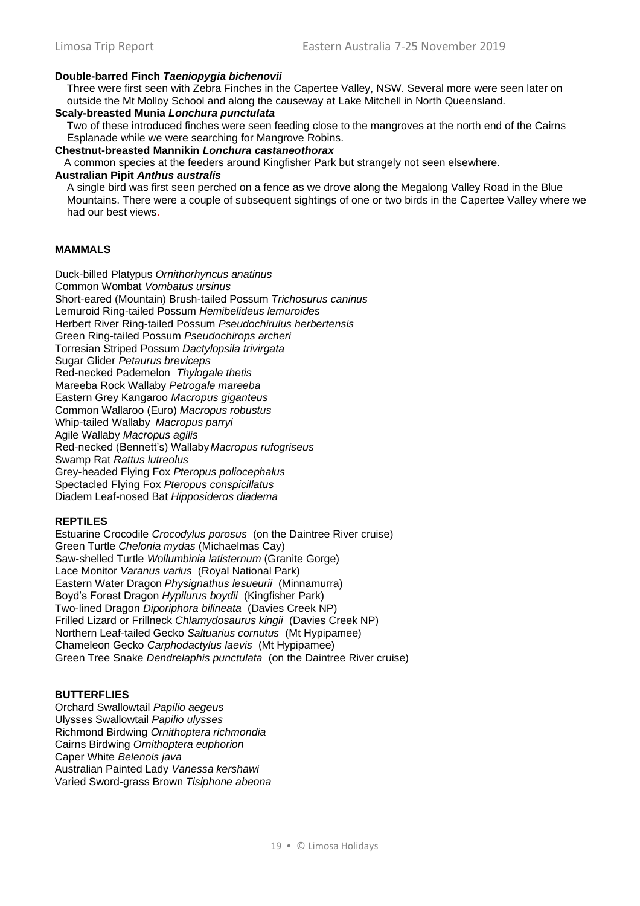**Double-barred Finch *Taeniopygia bichenovii***

Three were first seen with Zebra Finches in the Capertee Valley, NSW. Several more were seen later on outside the Mt Molloy School and along the causeway at Lake Mitchell in North Queensland.

**Scaly-breasted Munia *Lonchura punctulata***

Two of these introduced finches were seen feeding close to the mangroves at the north end of the Cairns Esplanade while we were searching for Mangrove Robins.

**Chestnut-breasted Mannikin *Lonchura castaneothorax***

A common species at the feeders around Kingfisher Park but strangely not seen elsewhere.

**Australian Pipit *Anthus australis***

A single bird was first seen perched on a fence as we drove along the Megalong Valley Road in the Blue Mountains. There were a couple of subsequent sightings of one or two birds in the Capertee Valley where we had our best views.

## MAMMALS

Duck-billed Platypus *Ornithorhyncus anatinus*
Common Wombat *Vombatus ursinus*
Short-eared (Mountain) Brush-tailed Possum *Trichosurus caninus*
Lemuroid Ring-tailed Possum *Hemibelideus lemuroides*
Herbert River Ring-tailed Possum *Pseudochirulus herbertensis*
Green Ring-tailed Possum *Pseudochirops archeri*
Torresian Striped Possum *Dactylopsila trivirgata*
Sugar Glider *Petaurus breviceps*
Red-necked Pademelon *Thylogale thetis*
Mareeba Rock Wallaby *Petrogale mareeba*
Eastern Grey Kangaroo *Macropus giganteus*
Common Wallaroo (Euro) *Macropus robustus*
Whip-tailed Wallaby *Macropus parryi*
Agile Wallaby *Macropus agilis*
Red-necked (Bennett's) Wallaby *Macropus rufogriseus*
Swamp Rat *Rattus lutreolus*
Grey-headed Flying Fox *Pteropus poliocephalus*
Spectacled Flying Fox *Pteropus conspicillatus*
Diadem Leaf-nosed Bat *Hipposideros diadema*

## REPTILES

Estuarine Crocodile *Crocodylus porosus* (on the Daintree River cruise)
Green Turtle *Chelonia mydas* (Michaelmas Cay)
Saw-shelled Turtle *Wollumbinia latisternum* (Granite Gorge)
Lace Monitor *Varanus varius* (Royal National Park)
Eastern Water Dragon *Physignathus lesueurii* (Minnamurra)
Boyd's Forest Dragon *Hypilurus boydii* (Kingfisher Park)
Two-lined Dragon *Diporiphora bilineata* (Davies Creek NP)
Frilled Lizard or Frillneck *Chlamydosaurus kingii* (Davies Creek NP)
Northern Leaf-tailed Gecko *Saltuarius cornutus* (Mt Hypipamee)
Chameleon Gecko *Carphodactylus laevis* (Mt Hypipamee)
Green Tree Snake *Dendrelaphis punctulata* (on the Daintree River cruise)

## BUTTERFLIES

Orchard Swallowtail *Papilio aegeus*
Ulysses Swallowtail *Papilio ulysses*
Richmond Birdwing *Ornithoptera richmondia*
Cairns Birdwing *Ornithoptera euphorion*
Caper White *Belenois java*
Australian Painted Lady *Vanessa kershawi*
Varied Sword-grass Brown *Tisiphone abeona*